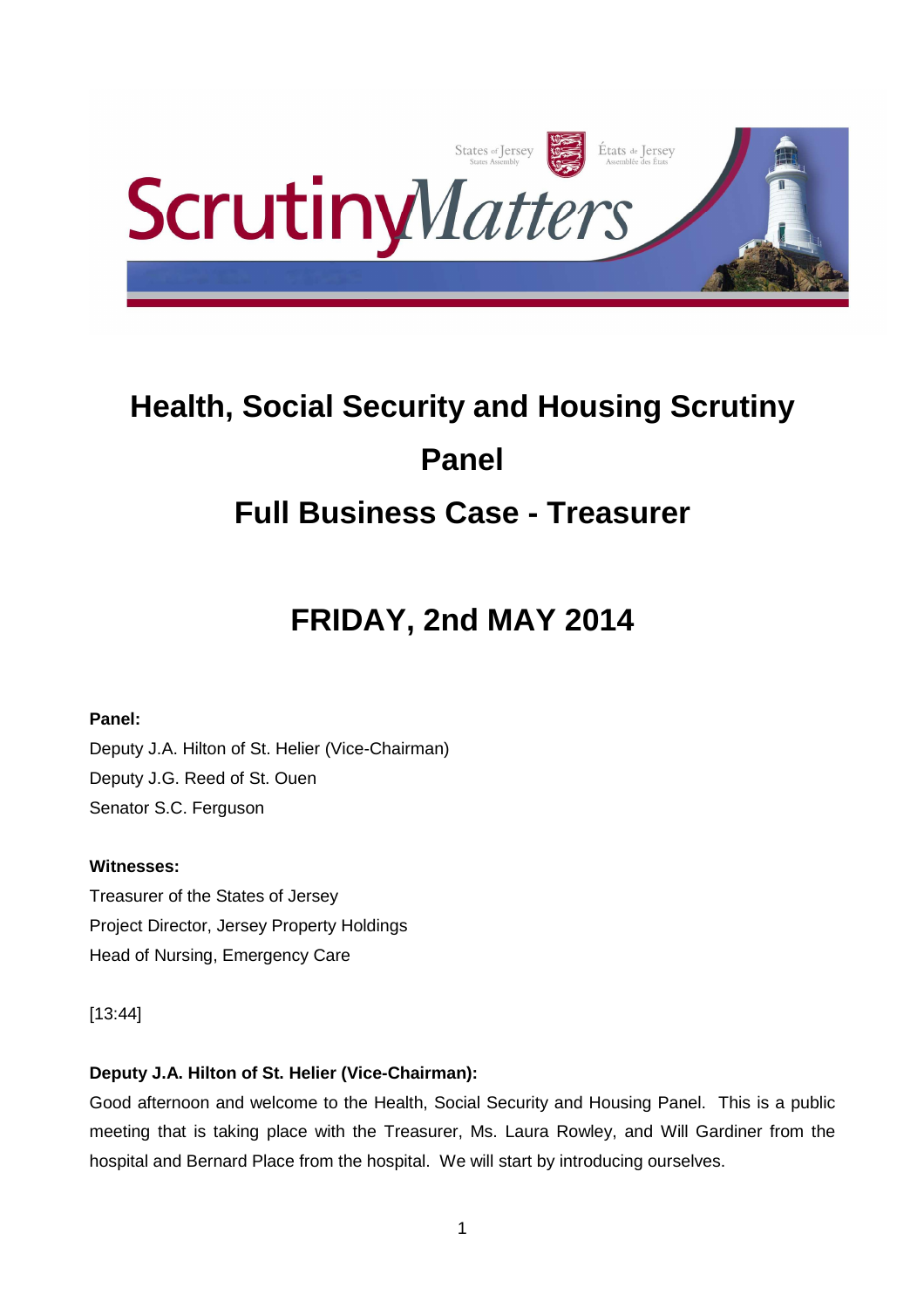# Health, Social Security and Housing Scrutiny Panel

# Full Business Case - Treasurer

## FRIDAY, 2nd MAY 2014

**Panel:**

Deputy J.A. Hilton of St. Helier (Vice-Chairman)
Deputy J.G. Reed of St. Ouen
Senator S.C. Ferguson

**Witnesses:**

Treasurer of the States of Jersey
Project Director, Jersey Property Holdings
Head of Nursing, Emergency Care

[13:44]

**Deputy J.A. Hilton of St. Helier (Vice-Chairman):**

Good afternoon and welcome to the Health, Social Security and Housing Panel. This is a public meeting that is taking place with the Treasurer, Ms. Laura Rowley, and Will Gardiner from the hospital and Bernard Place from the hospital. We will start by introducing ourselves.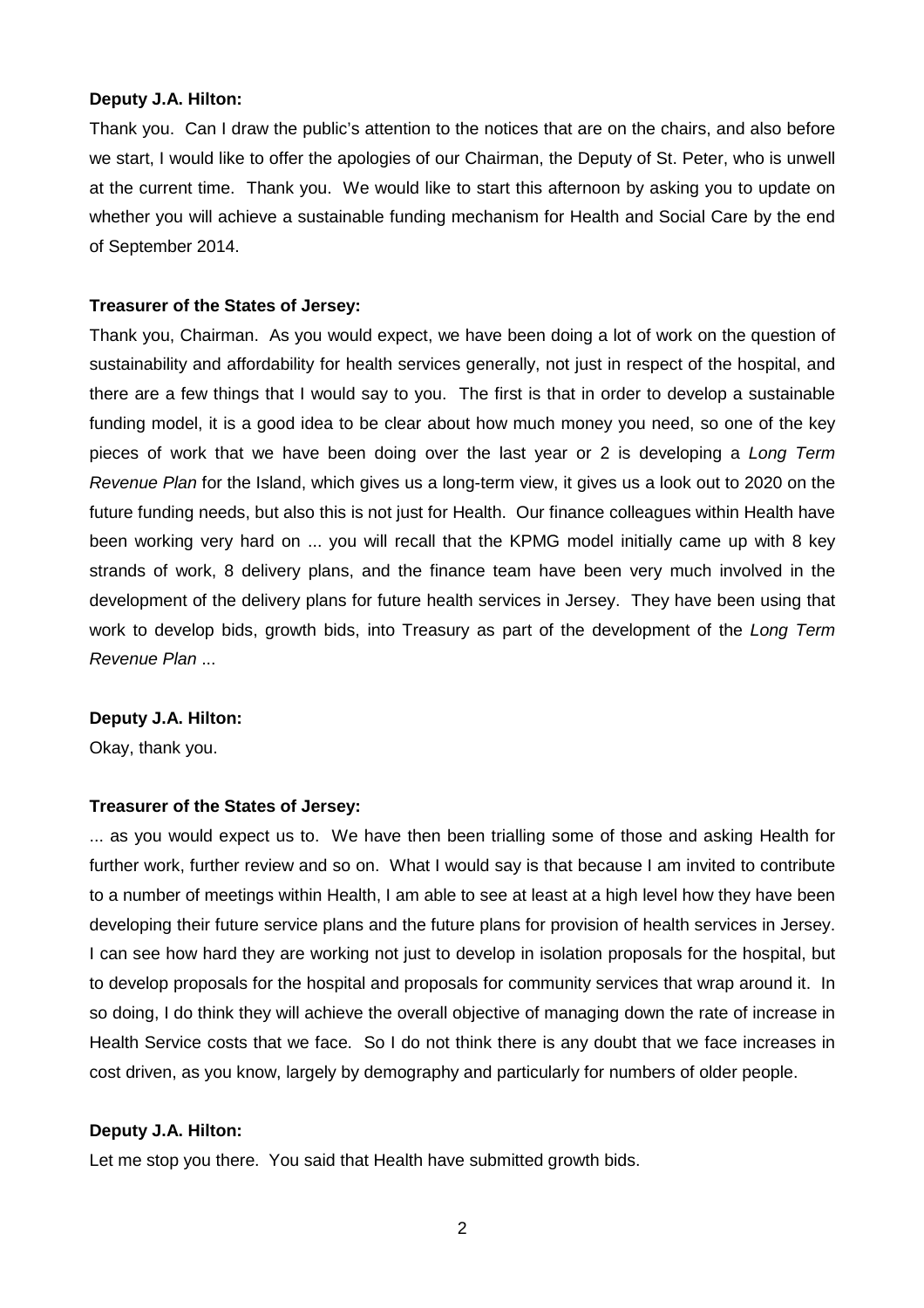**Deputy J.A. Hilton:**

Thank you. Can I draw the public's attention to the notices that are on the chairs, and also before we start, I would like to offer the apologies of our Chairman, the Deputy of St. Peter, who is unwell at the current time. Thank you. We would like to start this afternoon by asking you to update on whether you will achieve a sustainable funding mechanism for Health and Social Care by the end of September 2014.

**Treasurer of the States of Jersey:**

Thank you, Chairman. As you would expect, we have been doing a lot of work on the question of sustainability and affordability for health services generally, not just in respect of the hospital, and there are a few things that I would say to you. The first is that in order to develop a sustainable funding model, it is a good idea to be clear about how much money you need, so one of the key pieces of work that we have been doing over the last year or 2 is developing a *Long Term Revenue Plan* for the Island, which gives us a long-term view, it gives us a look out to 2020 on the future funding needs, but also this is not just for Health. Our finance colleagues within Health have been working very hard on ... you will recall that the KPMG model initially came up with 8 key strands of work, 8 delivery plans, and the finance team have been very much involved in the development of the delivery plans for future health services in Jersey. They have been using that work to develop bids, growth bids, into Treasury as part of the development of the *Long Term Revenue Plan* ...

**Deputy J.A. Hilton:**

Okay, thank you.

**Treasurer of the States of Jersey:**

... as you would expect us to. We have then been trialling some of those and asking Health for further work, further review and so on. What I would say is that because I am invited to contribute to a number of meetings within Health, I am able to see at least at a high level how they have been developing their future service plans and the future plans for provision of health services in Jersey. I can see how hard they are working not just to develop in isolation proposals for the hospital, but to develop proposals for the hospital and proposals for community services that wrap around it. In so doing, I do think they will achieve the overall objective of managing down the rate of increase in Health Service costs that we face. So I do not think there is any doubt that we face increases in cost driven, as you know, largely by demography and particularly for numbers of older people.

**Deputy J.A. Hilton:**

Let me stop you there. You said that Health have submitted growth bids.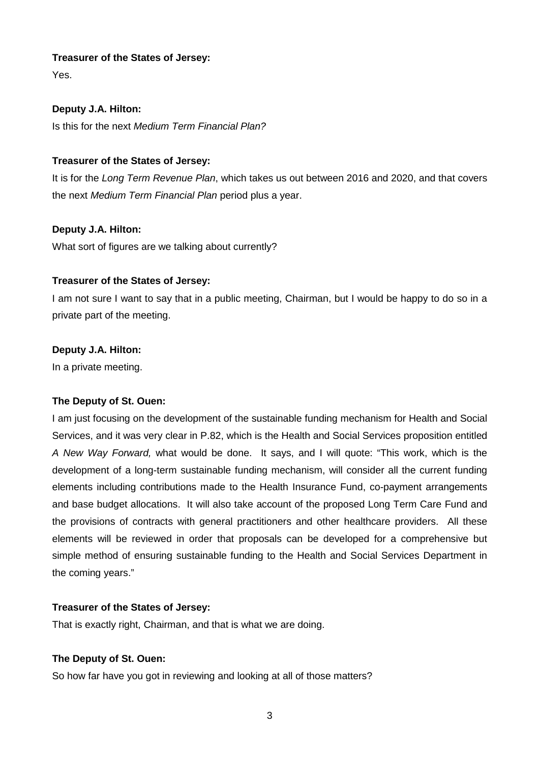**Treasurer of the States of Jersey:**

Yes.

**Deputy J.A. Hilton:**

Is this for the next *Medium Term Financial Plan?*

**Treasurer of the States of Jersey:**

It is for the *Long Term Revenue Plan*, which takes us out between 2016 and 2020, and that covers the next *Medium Term Financial Plan* period plus a year.

**Deputy J.A. Hilton:**

What sort of figures are we talking about currently?

**Treasurer of the States of Jersey:**

I am not sure I want to say that in a public meeting, Chairman, but I would be happy to do so in a private part of the meeting.

**Deputy J.A. Hilton:**

In a private meeting.

**The Deputy of St. Ouen:**

I am just focusing on the development of the sustainable funding mechanism for Health and Social Services, and it was very clear in P.82, which is the Health and Social Services proposition entitled *A New Way Forward,* what would be done. It says, and I will quote: "This work, which is the development of a long-term sustainable funding mechanism, will consider all the current funding elements including contributions made to the Health Insurance Fund, co-payment arrangements and base budget allocations. It will also take account of the proposed Long Term Care Fund and the provisions of contracts with general practitioners and other healthcare providers. All these elements will be reviewed in order that proposals can be developed for a comprehensive but simple method of ensuring sustainable funding to the Health and Social Services Department in the coming years."

**Treasurer of the States of Jersey:**

That is exactly right, Chairman, and that is what we are doing.

**The Deputy of St. Ouen:**

So how far have you got in reviewing and looking at all of those matters?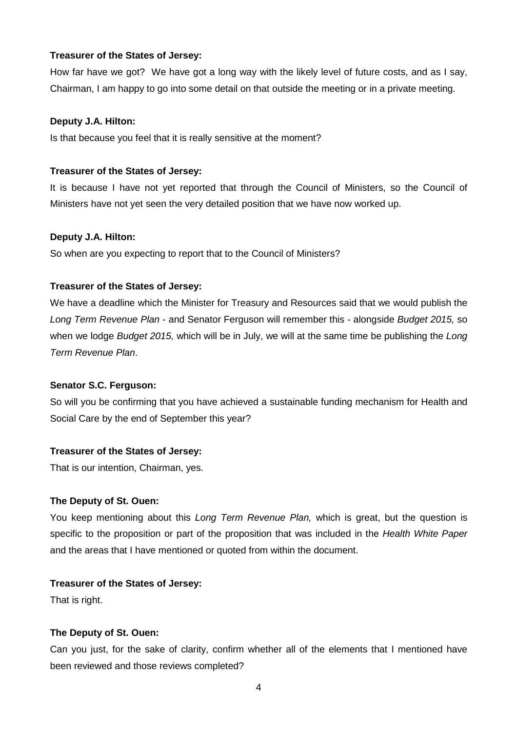**Treasurer of the States of Jersey:**

How far have we got? We have got a long way with the likely level of future costs, and as I say, Chairman, I am happy to go into some detail on that outside the meeting or in a private meeting.

**Deputy J.A. Hilton:**

Is that because you feel that it is really sensitive at the moment?

**Treasurer of the States of Jersey:**

It is because I have not yet reported that through the Council of Ministers, so the Council of Ministers have not yet seen the very detailed position that we have now worked up.

**Deputy J.A. Hilton:**

So when are you expecting to report that to the Council of Ministers?

**Treasurer of the States of Jersey:**

We have a deadline which the Minister for Treasury and Resources said that we would publish the *Long Term Revenue Plan* - and Senator Ferguson will remember this - alongside *Budget 2015,* so when we lodge *Budget 2015,* which will be in July, we will at the same time be publishing the *Long Term Revenue Plan*.

**Senator S.C. Ferguson:**

So will you be confirming that you have achieved a sustainable funding mechanism for Health and Social Care by the end of September this year?

**Treasurer of the States of Jersey:**

That is our intention, Chairman, yes.

**The Deputy of St. Ouen:**

You keep mentioning about this *Long Term Revenue Plan,* which is great, but the question is specific to the proposition or part of the proposition that was included in the *Health White Paper* and the areas that I have mentioned or quoted from within the document.

**Treasurer of the States of Jersey:**

That is right.

**The Deputy of St. Ouen:**

Can you just, for the sake of clarity, confirm whether all of the elements that I mentioned have been reviewed and those reviews completed?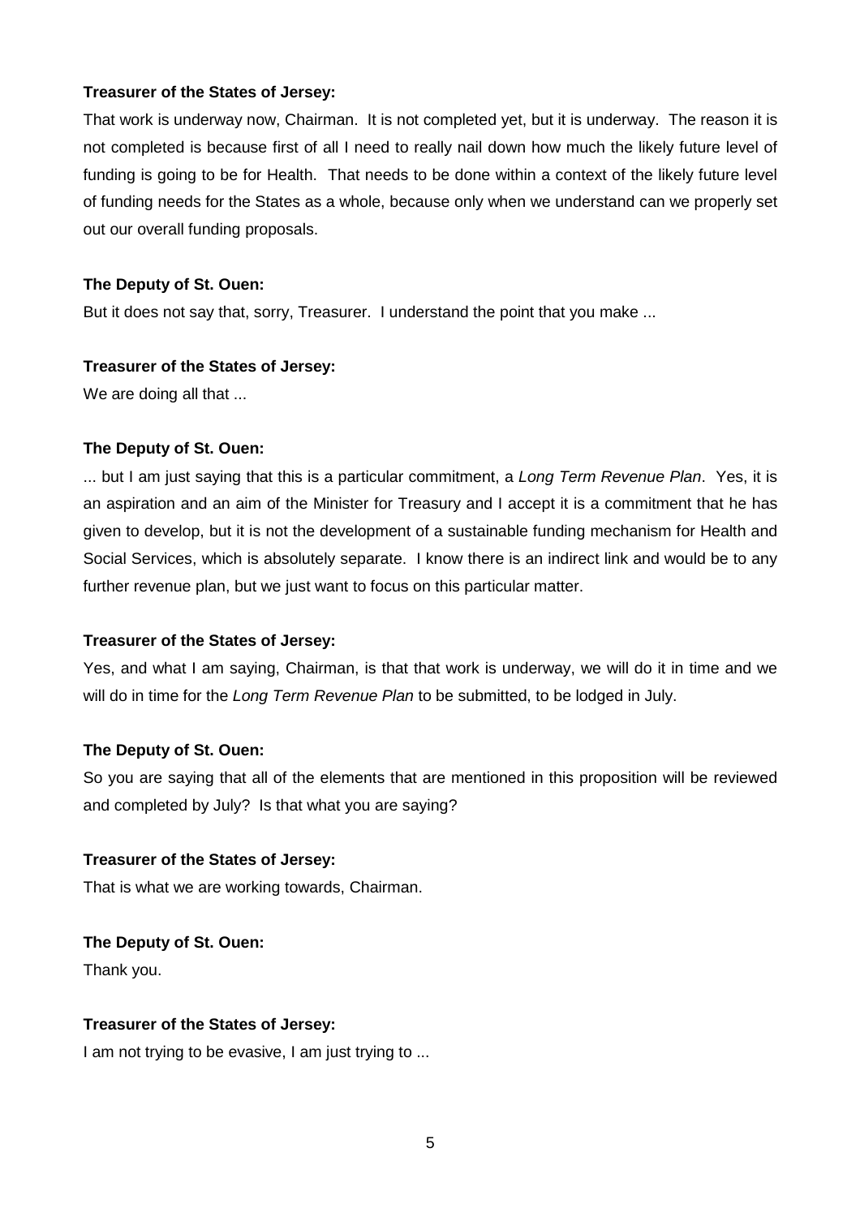**Treasurer of the States of Jersey:**

That work is underway now, Chairman. It is not completed yet, but it is underway. The reason it is not completed is because first of all I need to really nail down how much the likely future level of funding is going to be for Health. That needs to be done within a context of the likely future level of funding needs for the States as a whole, because only when we understand can we properly set out our overall funding proposals.

**The Deputy of St. Ouen:**

But it does not say that, sorry, Treasurer. I understand the point that you make ...

**Treasurer of the States of Jersey:**

We are doing all that ...

**The Deputy of St. Ouen:**

... but I am just saying that this is a particular commitment, a *Long Term Revenue Plan*. Yes, it is an aspiration and an aim of the Minister for Treasury and I accept it is a commitment that he has given to develop, but it is not the development of a sustainable funding mechanism for Health and Social Services, which is absolutely separate. I know there is an indirect link and would be to any further revenue plan, but we just want to focus on this particular matter.

**Treasurer of the States of Jersey:**

Yes, and what I am saying, Chairman, is that that work is underway, we will do it in time and we will do in time for the *Long Term Revenue Plan* to be submitted, to be lodged in July.

**The Deputy of St. Ouen:**

So you are saying that all of the elements that are mentioned in this proposition will be reviewed and completed by July? Is that what you are saying?

**Treasurer of the States of Jersey:**

That is what we are working towards, Chairman.

**The Deputy of St. Ouen:**

Thank you.

**Treasurer of the States of Jersey:**

I am not trying to be evasive, I am just trying to ...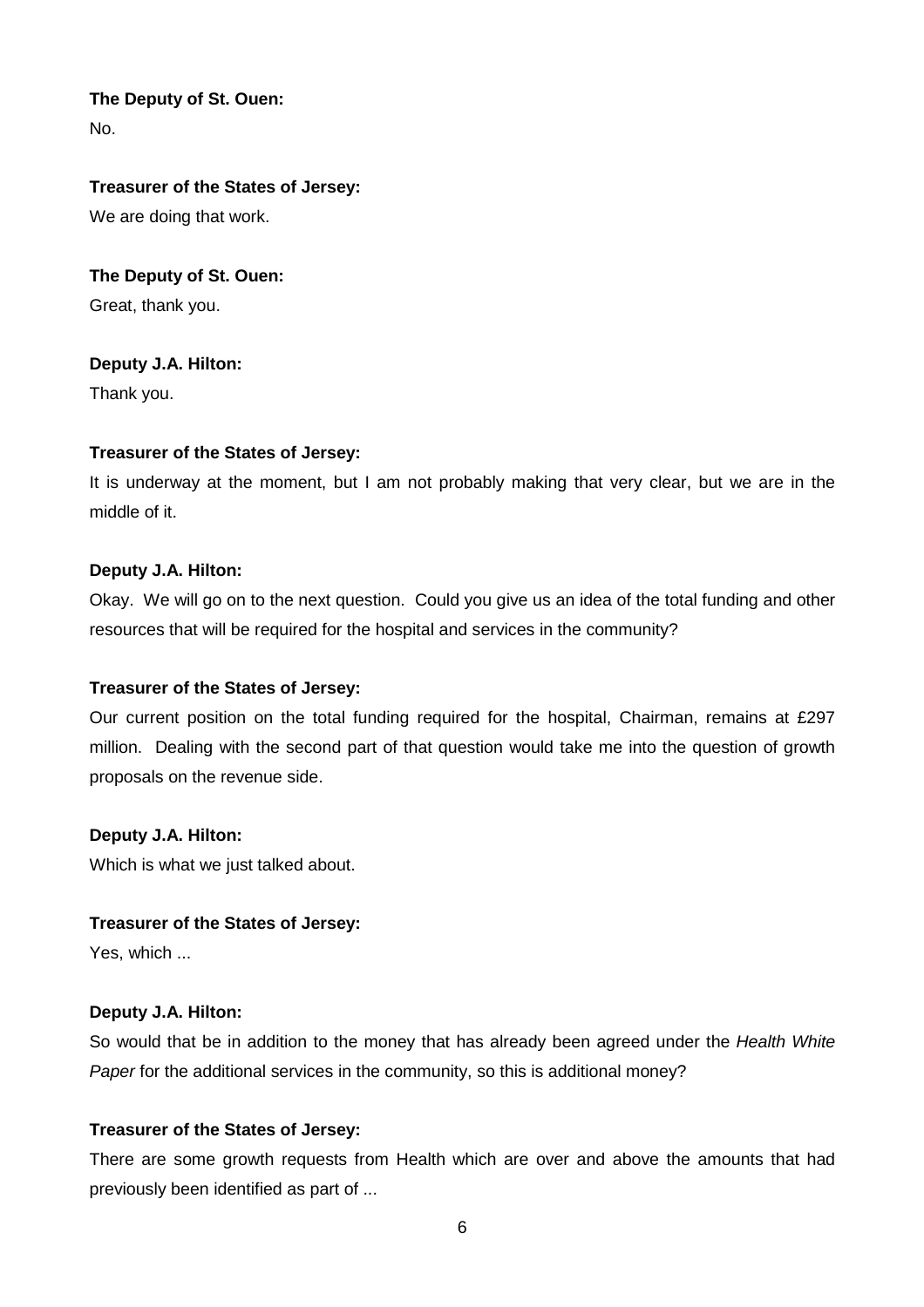**The Deputy of St. Ouen:**

No.

**Treasurer of the States of Jersey:**

We are doing that work.

**The Deputy of St. Ouen:**

Great, thank you.

**Deputy J.A. Hilton:**

Thank you.

**Treasurer of the States of Jersey:**

It is underway at the moment, but I am not probably making that very clear, but we are in the middle of it.

**Deputy J.A. Hilton:**

Okay. We will go on to the next question. Could you give us an idea of the total funding and other resources that will be required for the hospital and services in the community?

**Treasurer of the States of Jersey:**

Our current position on the total funding required for the hospital, Chairman, remains at £297 million. Dealing with the second part of that question would take me into the question of growth proposals on the revenue side.

**Deputy J.A. Hilton:**

Which is what we just talked about.

**Treasurer of the States of Jersey:**

Yes, which ...

**Deputy J.A. Hilton:**

So would that be in addition to the money that has already been agreed under the *Health White Paper* for the additional services in the community, so this is additional money?

**Treasurer of the States of Jersey:**

There are some growth requests from Health which are over and above the amounts that had previously been identified as part of ...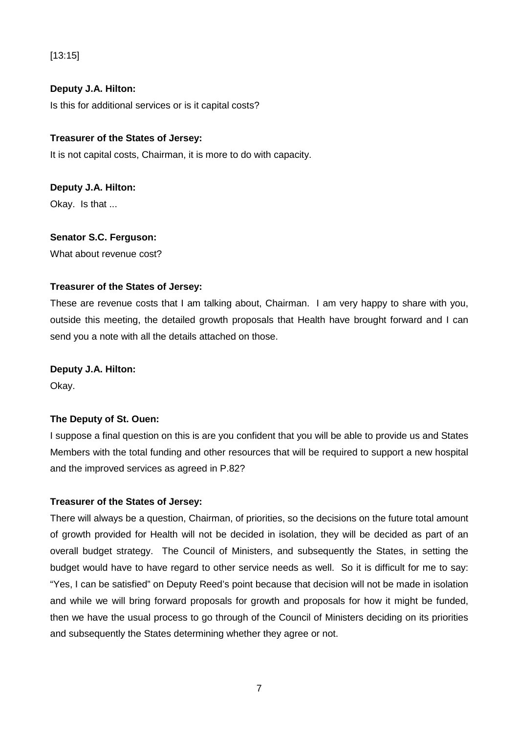[13:15]

**Deputy J.A. Hilton:**

Is this for additional services or is it capital costs?

**Treasurer of the States of Jersey:**

It is not capital costs, Chairman, it is more to do with capacity.

**Deputy J.A. Hilton:**

Okay. Is that ...

**Senator S.C. Ferguson:**

What about revenue cost?

**Treasurer of the States of Jersey:**

These are revenue costs that I am talking about, Chairman. I am very happy to share with you, outside this meeting, the detailed growth proposals that Health have brought forward and I can send you a note with all the details attached on those.

**Deputy J.A. Hilton:**

Okay.

**The Deputy of St. Ouen:**

I suppose a final question on this is are you confident that you will be able to provide us and States Members with the total funding and other resources that will be required to support a new hospital and the improved services as agreed in P.82?

**Treasurer of the States of Jersey:**

There will always be a question, Chairman, of priorities, so the decisions on the future total amount of growth provided for Health will not be decided in isolation, they will be decided as part of an overall budget strategy. The Council of Ministers, and subsequently the States, in setting the budget would have to have regard to other service needs as well. So it is difficult for me to say: "Yes, I can be satisfied" on Deputy Reed's point because that decision will not be made in isolation and while we will bring forward proposals for growth and proposals for how it might be funded, then we have the usual process to go through of the Council of Ministers deciding on its priorities and subsequently the States determining whether they agree or not.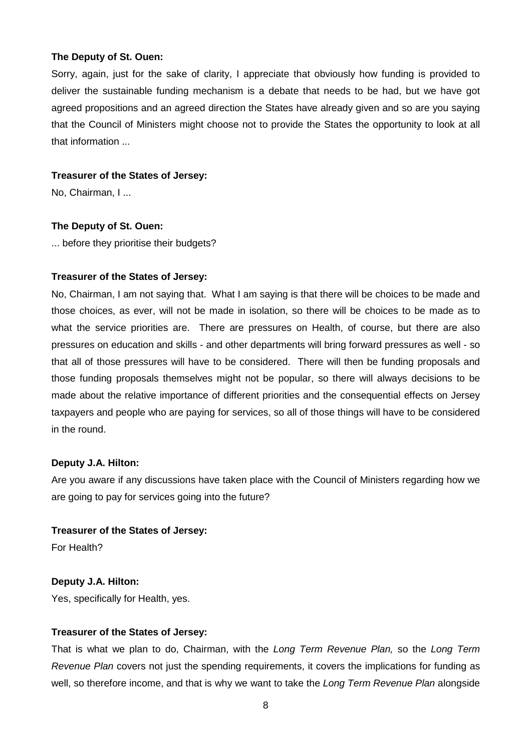**The Deputy of St. Ouen:**

Sorry, again, just for the sake of clarity, I appreciate that obviously how funding is provided to deliver the sustainable funding mechanism is a debate that needs to be had, but we have got agreed propositions and an agreed direction the States have already given and so are you saying that the Council of Ministers might choose not to provide the States the opportunity to look at all that information ...

**Treasurer of the States of Jersey:**

No, Chairman, I ...

**The Deputy of St. Ouen:**

... before they prioritise their budgets?

**Treasurer of the States of Jersey:**

No, Chairman, I am not saying that. What I am saying is that there will be choices to be made and those choices, as ever, will not be made in isolation, so there will be choices to be made as to what the service priorities are. There are pressures on Health, of course, but there are also pressures on education and skills - and other departments will bring forward pressures as well - so that all of those pressures will have to be considered. There will then be funding proposals and those funding proposals themselves might not be popular, so there will always decisions to be made about the relative importance of different priorities and the consequential effects on Jersey taxpayers and people who are paying for services, so all of those things will have to be considered in the round.

**Deputy J.A. Hilton:**

Are you aware if any discussions have taken place with the Council of Ministers regarding how we are going to pay for services going into the future?

**Treasurer of the States of Jersey:**

For Health?

**Deputy J.A. Hilton:**

Yes, specifically for Health, yes.

**Treasurer of the States of Jersey:**

That is what we plan to do, Chairman, with the *Long Term Revenue Plan,* so the *Long Term Revenue Plan* covers not just the spending requirements, it covers the implications for funding as well, so therefore income, and that is why we want to take the *Long Term Revenue Plan* alongside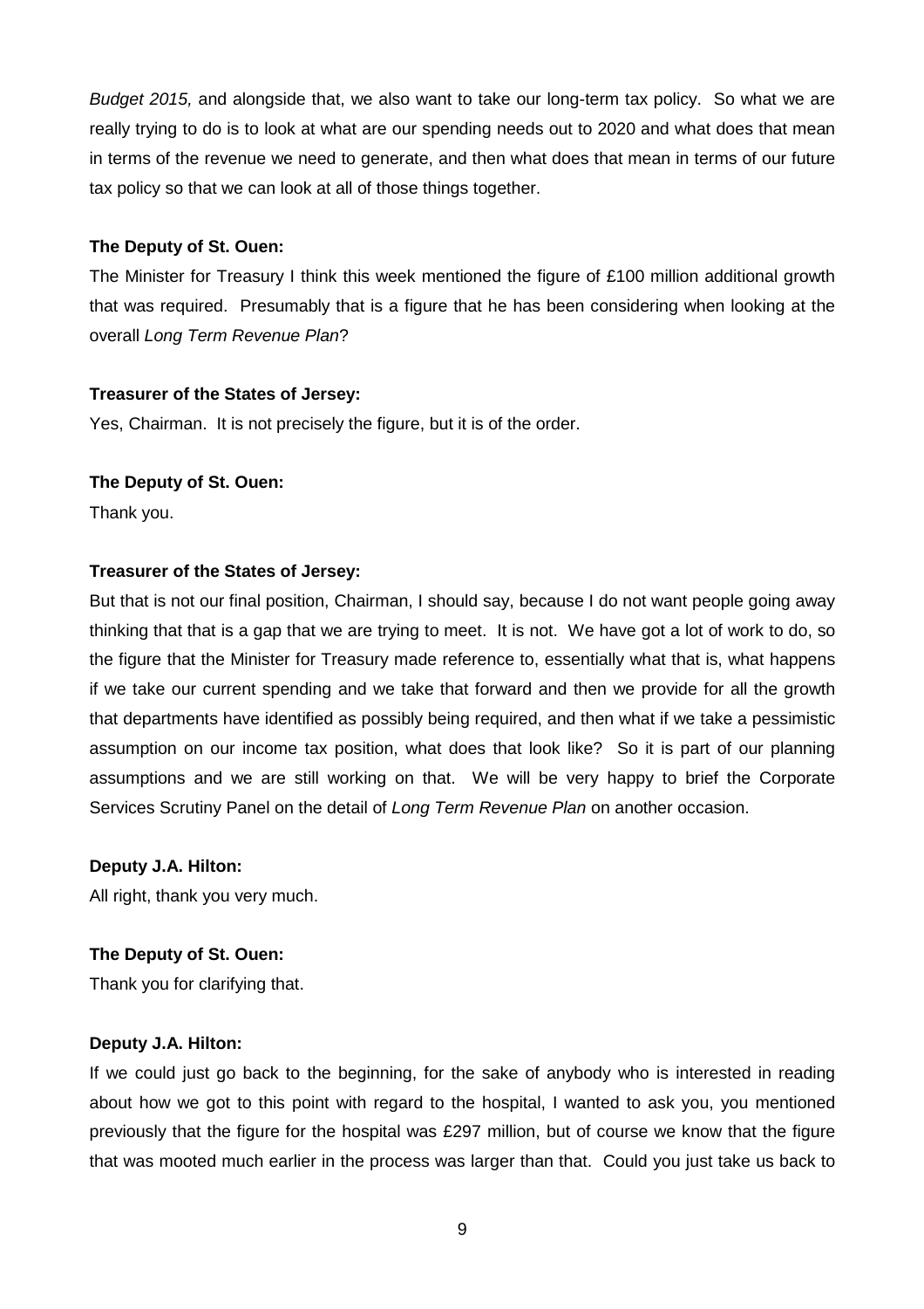*Budget 2015,* and alongside that, we also want to take our long-term tax policy. So what we are really trying to do is to look at what are our spending needs out to 2020 and what does that mean in terms of the revenue we need to generate, and then what does that mean in terms of our future tax policy so that we can look at all of those things together.

**The Deputy of St. Ouen:**

The Minister for Treasury I think this week mentioned the figure of £100 million additional growth that was required. Presumably that is a figure that he has been considering when looking at the overall *Long Term Revenue Plan*?

**Treasurer of the States of Jersey:**

Yes, Chairman. It is not precisely the figure, but it is of the order.

**The Deputy of St. Ouen:**

Thank you.

**Treasurer of the States of Jersey:**

But that is not our final position, Chairman, I should say, because I do not want people going away thinking that that is a gap that we are trying to meet. It is not. We have got a lot of work to do, so the figure that the Minister for Treasury made reference to, essentially what that is, what happens if we take our current spending and we take that forward and then we provide for all the growth that departments have identified as possibly being required, and then what if we take a pessimistic assumption on our income tax position, what does that look like? So it is part of our planning assumptions and we are still working on that. We will be very happy to brief the Corporate Services Scrutiny Panel on the detail of *Long Term Revenue Plan* on another occasion.

**Deputy J.A. Hilton:**

All right, thank you very much.

**The Deputy of St. Ouen:**

Thank you for clarifying that.

**Deputy J.A. Hilton:**

If we could just go back to the beginning, for the sake of anybody who is interested in reading about how we got to this point with regard to the hospital, I wanted to ask you, you mentioned previously that the figure for the hospital was £297 million, but of course we know that the figure that was mooted much earlier in the process was larger than that. Could you just take us back to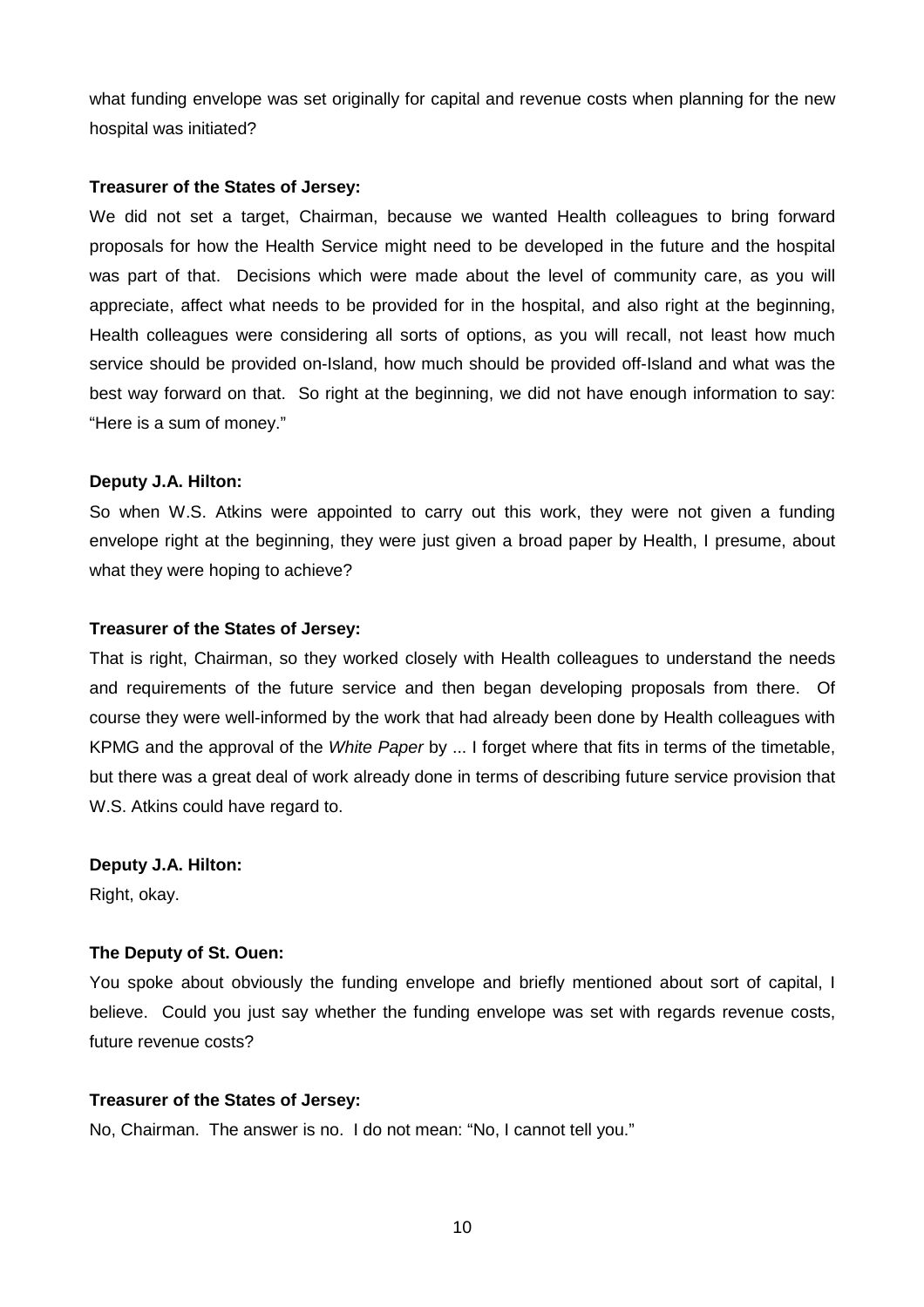what funding envelope was set originally for capital and revenue costs when planning for the new hospital was initiated?

**Treasurer of the States of Jersey:**

We did not set a target, Chairman, because we wanted Health colleagues to bring forward proposals for how the Health Service might need to be developed in the future and the hospital was part of that. Decisions which were made about the level of community care, as you will appreciate, affect what needs to be provided for in the hospital, and also right at the beginning, Health colleagues were considering all sorts of options, as you will recall, not least how much service should be provided on-Island, how much should be provided off-Island and what was the best way forward on that. So right at the beginning, we did not have enough information to say: "Here is a sum of money."

**Deputy J.A. Hilton:**

So when W.S. Atkins were appointed to carry out this work, they were not given a funding envelope right at the beginning, they were just given a broad paper by Health, I presume, about what they were hoping to achieve?

**Treasurer of the States of Jersey:**

That is right, Chairman, so they worked closely with Health colleagues to understand the needs and requirements of the future service and then began developing proposals from there. Of course they were well-informed by the work that had already been done by Health colleagues with KPMG and the approval of the *White Paper* by ... I forget where that fits in terms of the timetable, but there was a great deal of work already done in terms of describing future service provision that W.S. Atkins could have regard to.

**Deputy J.A. Hilton:**

Right, okay.

**The Deputy of St. Ouen:**

You spoke about obviously the funding envelope and briefly mentioned about sort of capital, I believe. Could you just say whether the funding envelope was set with regards revenue costs, future revenue costs?

**Treasurer of the States of Jersey:**

No, Chairman. The answer is no. I do not mean: "No, I cannot tell you."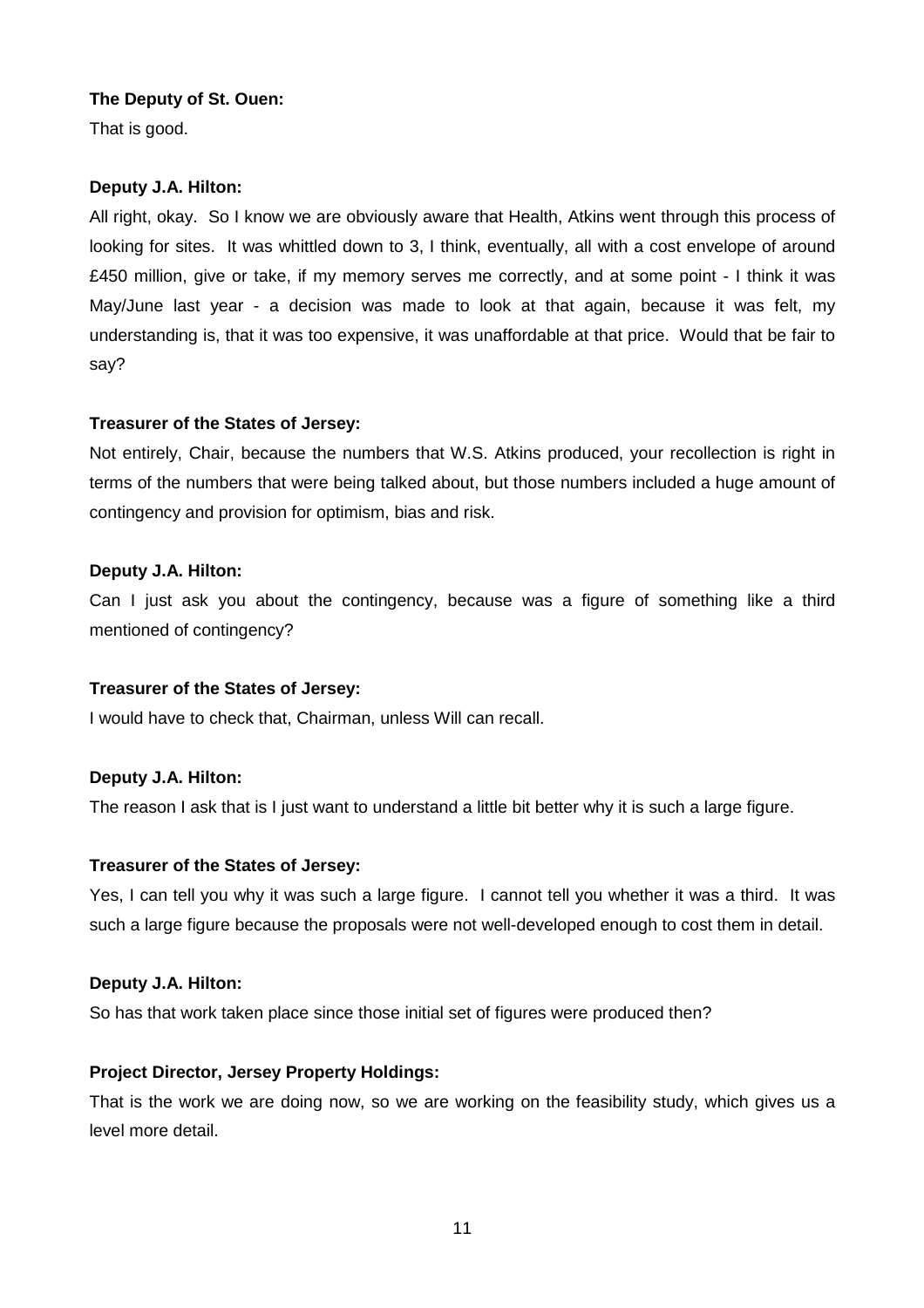**The Deputy of St. Ouen:**

That is good.

**Deputy J.A. Hilton:**

All right, okay. So I know we are obviously aware that Health, Atkins went through this process of looking for sites. It was whittled down to 3, I think, eventually, all with a cost envelope of around £450 million, give or take, if my memory serves me correctly, and at some point - I think it was May/June last year - a decision was made to look at that again, because it was felt, my understanding is, that it was too expensive, it was unaffordable at that price. Would that be fair to say?

**Treasurer of the States of Jersey:**

Not entirely, Chair, because the numbers that W.S. Atkins produced, your recollection is right in terms of the numbers that were being talked about, but those numbers included a huge amount of contingency and provision for optimism, bias and risk.

**Deputy J.A. Hilton:**

Can I just ask you about the contingency, because was a figure of something like a third mentioned of contingency?

**Treasurer of the States of Jersey:**

I would have to check that, Chairman, unless Will can recall.

**Deputy J.A. Hilton:**

The reason I ask that is I just want to understand a little bit better why it is such a large figure.

**Treasurer of the States of Jersey:**

Yes, I can tell you why it was such a large figure. I cannot tell you whether it was a third. It was such a large figure because the proposals were not well-developed enough to cost them in detail.

**Deputy J.A. Hilton:**

So has that work taken place since those initial set of figures were produced then?

**Project Director, Jersey Property Holdings:**

That is the work we are doing now, so we are working on the feasibility study, which gives us a level more detail.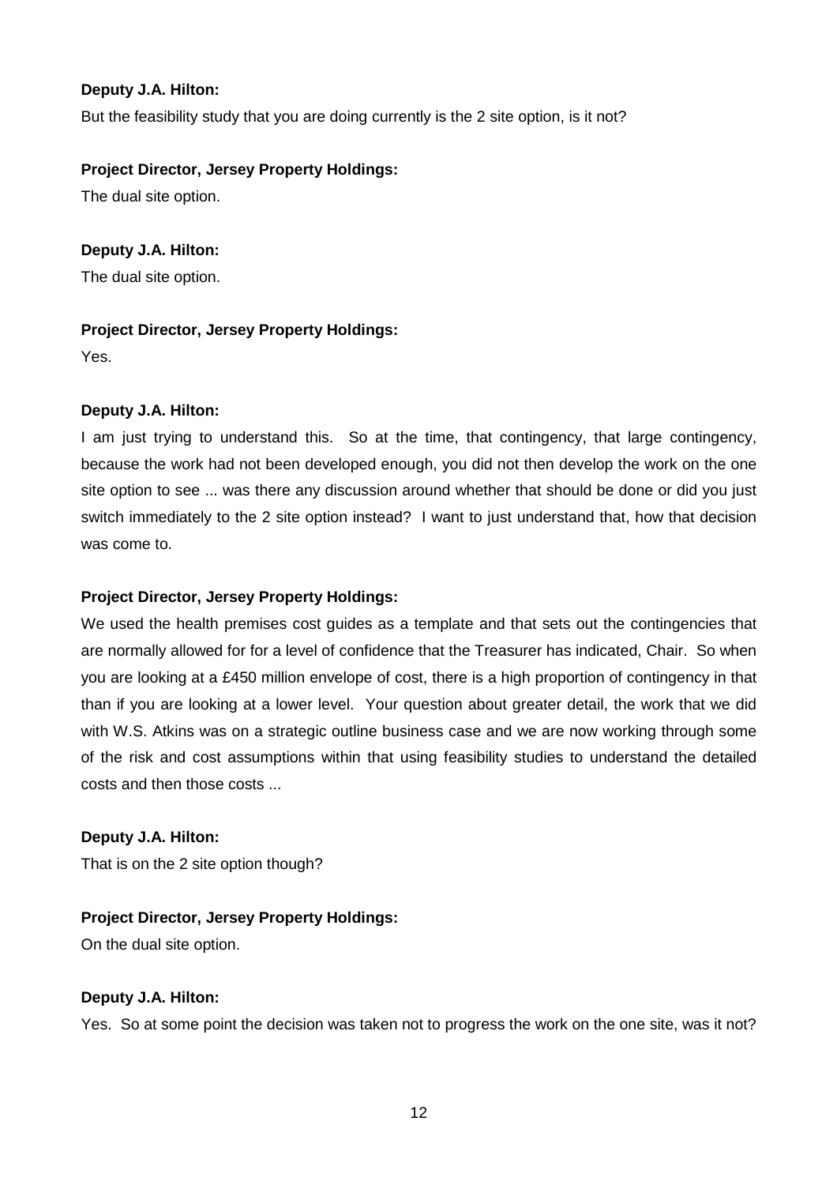**Deputy J.A. Hilton:**

But the feasibility study that you are doing currently is the 2 site option, is it not?

**Project Director, Jersey Property Holdings:**

The dual site option.

**Deputy J.A. Hilton:**

The dual site option.

**Project Director, Jersey Property Holdings:**

Yes.

**Deputy J.A. Hilton:**

I am just trying to understand this. So at the time, that contingency, that large contingency, because the work had not been developed enough, you did not then develop the work on the one site option to see ... was there any discussion around whether that should be done or did you just switch immediately to the 2 site option instead? I want to just understand that, how that decision was come to.

**Project Director, Jersey Property Holdings:**

We used the health premises cost guides as a template and that sets out the contingencies that are normally allowed for for a level of confidence that the Treasurer has indicated, Chair. So when you are looking at a £450 million envelope of cost, there is a high proportion of contingency in that than if you are looking at a lower level. Your question about greater detail, the work that we did with W.S. Atkins was on a strategic outline business case and we are now working through some of the risk and cost assumptions within that using feasibility studies to understand the detailed costs and then those costs ...

**Deputy J.A. Hilton:**

That is on the 2 site option though?

**Project Director, Jersey Property Holdings:**

On the dual site option.

**Deputy J.A. Hilton:**

Yes. So at some point the decision was taken not to progress the work on the one site, was it not?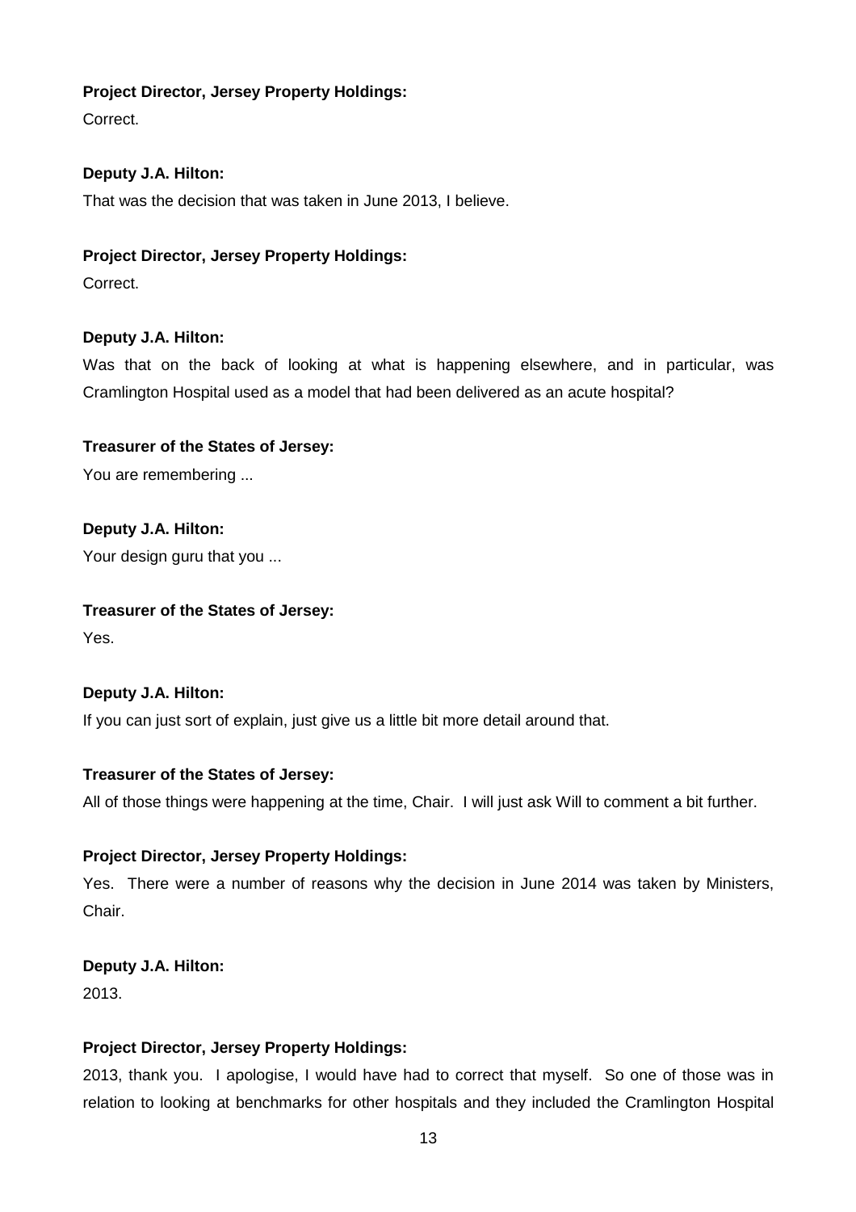**Project Director, Jersey Property Holdings:**

Correct.

**Deputy J.A. Hilton:**

That was the decision that was taken in June 2013, I believe.

**Project Director, Jersey Property Holdings:**

Correct.

**Deputy J.A. Hilton:**

Was that on the back of looking at what is happening elsewhere, and in particular, was Cramlington Hospital used as a model that had been delivered as an acute hospital?

**Treasurer of the States of Jersey:**

You are remembering ...

**Deputy J.A. Hilton:**

Your design guru that you ...

**Treasurer of the States of Jersey:**

Yes.

**Deputy J.A. Hilton:**

If you can just sort of explain, just give us a little bit more detail around that.

**Treasurer of the States of Jersey:**

All of those things were happening at the time, Chair. I will just ask Will to comment a bit further.

**Project Director, Jersey Property Holdings:**

Yes. There were a number of reasons why the decision in June 2014 was taken by Ministers, Chair.

**Deputy J.A. Hilton:**

2013.

**Project Director, Jersey Property Holdings:**

2013, thank you. I apologise, I would have had to correct that myself. So one of those was in relation to looking at benchmarks for other hospitals and they included the Cramlington Hospital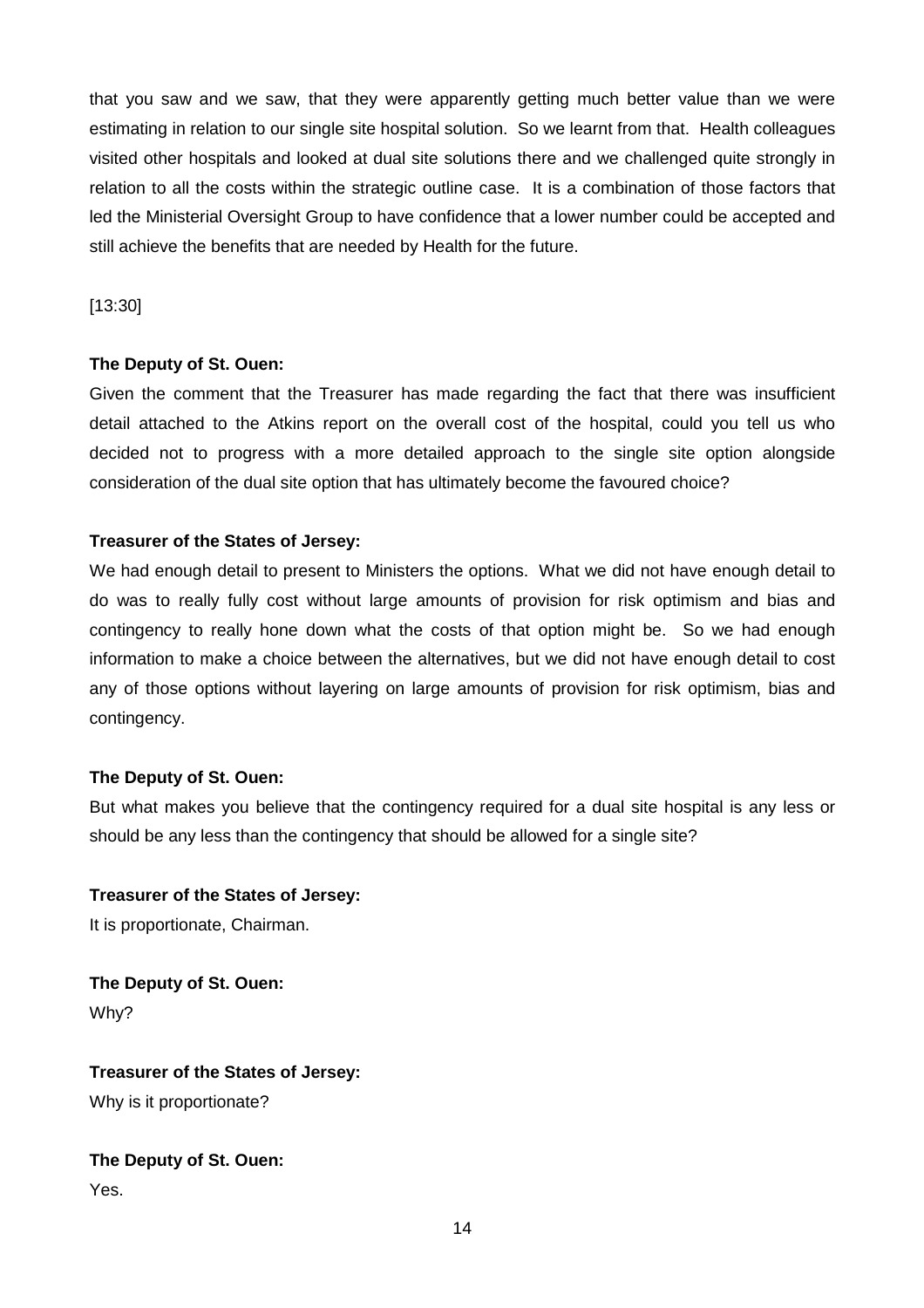that you saw and we saw, that they were apparently getting much better value than we were estimating in relation to our single site hospital solution. So we learnt from that. Health colleagues visited other hospitals and looked at dual site solutions there and we challenged quite strongly in relation to all the costs within the strategic outline case. It is a combination of those factors that led the Ministerial Oversight Group to have confidence that a lower number could be accepted and still achieve the benefits that are needed by Health for the future.

[13:30]

**The Deputy of St. Ouen:**
Given the comment that the Treasurer has made regarding the fact that there was insufficient detail attached to the Atkins report on the overall cost of the hospital, could you tell us who decided not to progress with a more detailed approach to the single site option alongside consideration of the dual site option that has ultimately become the favoured choice?

**Treasurer of the States of Jersey:**
We had enough detail to present to Ministers the options. What we did not have enough detail to do was to really fully cost without large amounts of provision for risk optimism and bias and contingency to really hone down what the costs of that option might be. So we had enough information to make a choice between the alternatives, but we did not have enough detail to cost any of those options without layering on large amounts of provision for risk optimism, bias and contingency.

**The Deputy of St. Ouen:**
But what makes you believe that the contingency required for a dual site hospital is any less or should be any less than the contingency that should be allowed for a single site?

**Treasurer of the States of Jersey:**
It is proportionate, Chairman.

**The Deputy of St. Ouen:**
Why?

**Treasurer of the States of Jersey:**
Why is it proportionate?

**The Deputy of St. Ouen:**
Yes.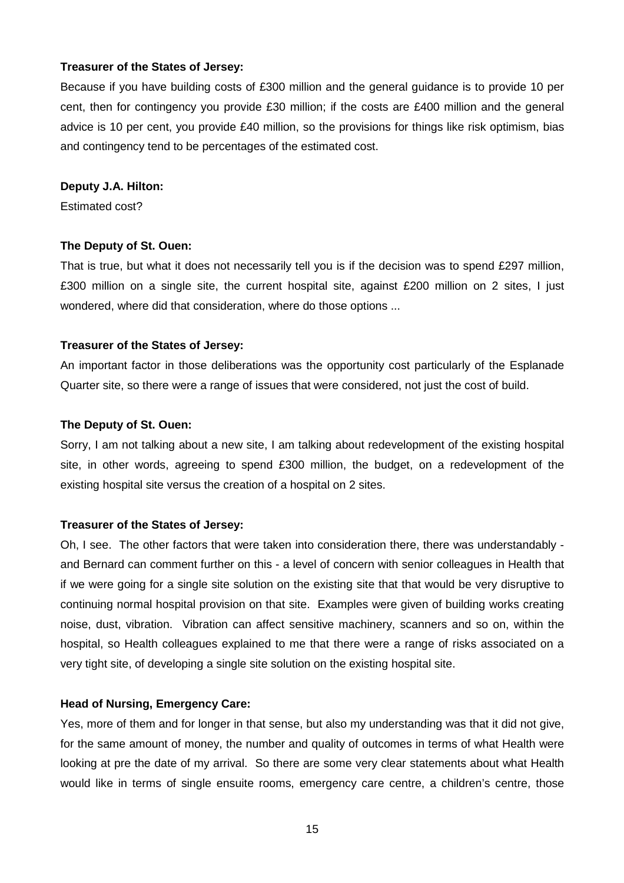**Treasurer of the States of Jersey:**

Because if you have building costs of £300 million and the general guidance is to provide 10 per cent, then for contingency you provide £30 million; if the costs are £400 million and the general advice is 10 per cent, you provide £40 million, so the provisions for things like risk optimism, bias and contingency tend to be percentages of the estimated cost.

**Deputy J.A. Hilton:**

Estimated cost?

**The Deputy of St. Ouen:**

That is true, but what it does not necessarily tell you is if the decision was to spend £297 million, £300 million on a single site, the current hospital site, against £200 million on 2 sites, I just wondered, where did that consideration, where do those options ...

**Treasurer of the States of Jersey:**

An important factor in those deliberations was the opportunity cost particularly of the Esplanade Quarter site, so there were a range of issues that were considered, not just the cost of build.

**The Deputy of St. Ouen:**

Sorry, I am not talking about a new site, I am talking about redevelopment of the existing hospital site, in other words, agreeing to spend £300 million, the budget, on a redevelopment of the existing hospital site versus the creation of a hospital on 2 sites.

**Treasurer of the States of Jersey:**

Oh, I see. The other factors that were taken into consideration there, there was understandably - and Bernard can comment further on this - a level of concern with senior colleagues in Health that if we were going for a single site solution on the existing site that that would be very disruptive to continuing normal hospital provision on that site. Examples were given of building works creating noise, dust, vibration. Vibration can affect sensitive machinery, scanners and so on, within the hospital, so Health colleagues explained to me that there were a range of risks associated on a very tight site, of developing a single site solution on the existing hospital site.

**Head of Nursing, Emergency Care:**

Yes, more of them and for longer in that sense, but also my understanding was that it did not give, for the same amount of money, the number and quality of outcomes in terms of what Health were looking at pre the date of my arrival. So there are some very clear statements about what Health would like in terms of single ensuite rooms, emergency care centre, a children's centre, those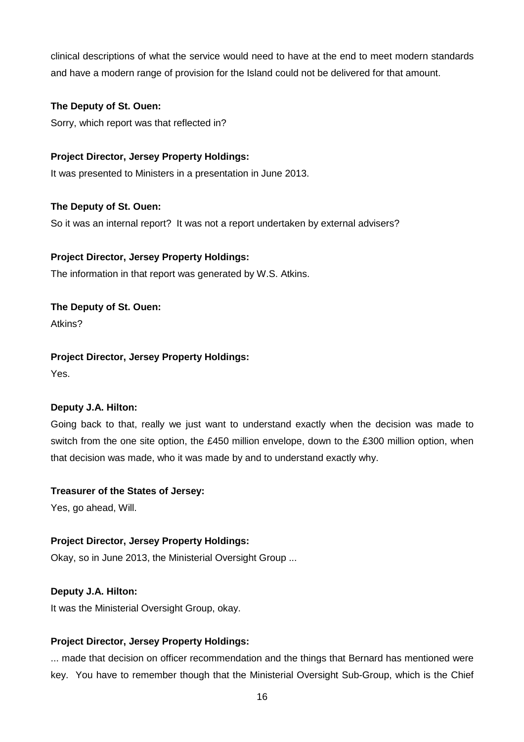clinical descriptions of what the service would need to have at the end to meet modern standards and have a modern range of provision for the Island could not be delivered for that amount.

**The Deputy of St. Ouen:**

Sorry, which report was that reflected in?

**Project Director, Jersey Property Holdings:**

It was presented to Ministers in a presentation in June 2013.

**The Deputy of St. Ouen:**

So it was an internal report? It was not a report undertaken by external advisers?

**Project Director, Jersey Property Holdings:**

The information in that report was generated by W.S. Atkins.

**The Deputy of St. Ouen:**

Atkins?

**Project Director, Jersey Property Holdings:**

Yes.

**Deputy J.A. Hilton:**

Going back to that, really we just want to understand exactly when the decision was made to switch from the one site option, the £450 million envelope, down to the £300 million option, when that decision was made, who it was made by and to understand exactly why.

**Treasurer of the States of Jersey:**

Yes, go ahead, Will.

**Project Director, Jersey Property Holdings:**

Okay, so in June 2013, the Ministerial Oversight Group ...

**Deputy J.A. Hilton:**

It was the Ministerial Oversight Group, okay.

**Project Director, Jersey Property Holdings:**

... made that decision on officer recommendation and the things that Bernard has mentioned were key. You have to remember though that the Ministerial Oversight Sub-Group, which is the Chief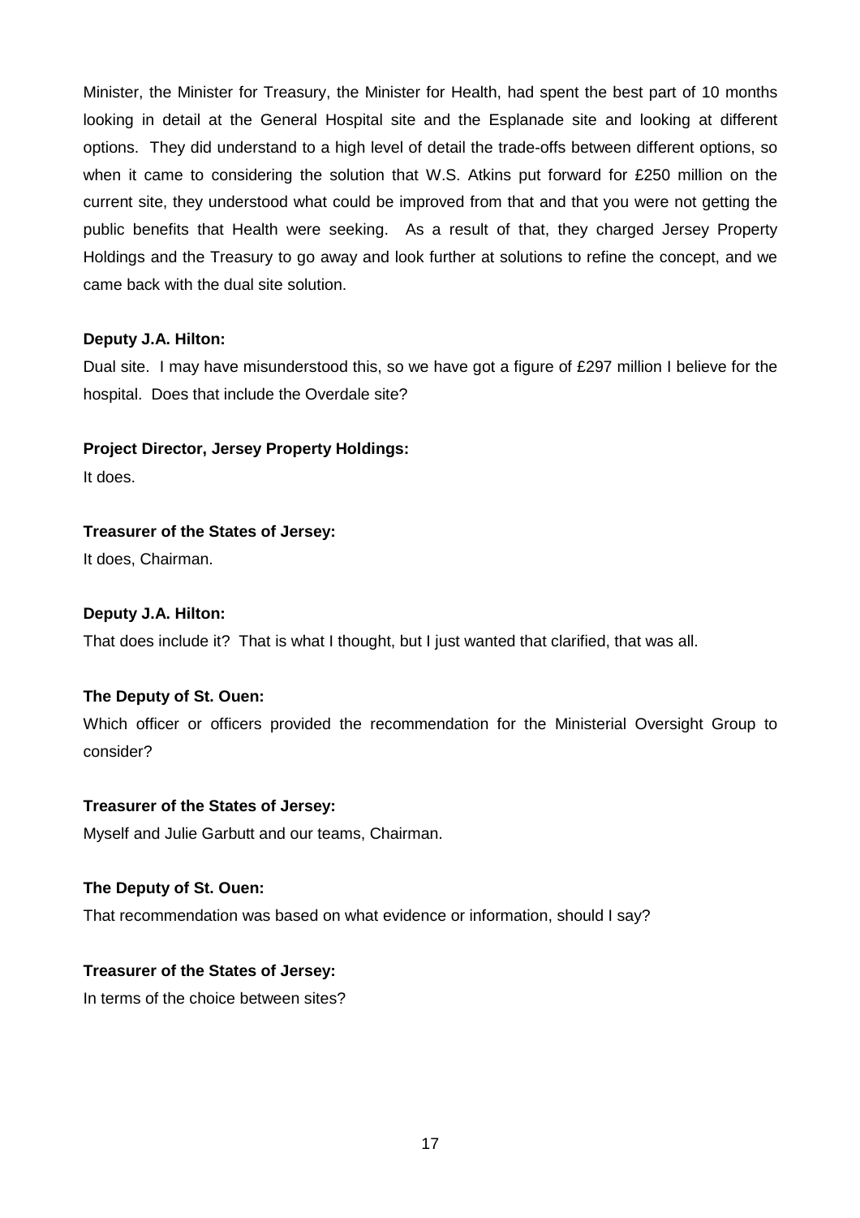Minister, the Minister for Treasury, the Minister for Health, had spent the best part of 10 months looking in detail at the General Hospital site and the Esplanade site and looking at different options. They did understand to a high level of detail the trade-offs between different options, so when it came to considering the solution that W.S. Atkins put forward for £250 million on the current site, they understood what could be improved from that and that you were not getting the public benefits that Health were seeking. As a result of that, they charged Jersey Property Holdings and the Treasury to go away and look further at solutions to refine the concept, and we came back with the dual site solution.

**Deputy J.A. Hilton:**

Dual site. I may have misunderstood this, so we have got a figure of £297 million I believe for the hospital. Does that include the Overdale site?

**Project Director, Jersey Property Holdings:**

It does.

**Treasurer of the States of Jersey:**

It does, Chairman.

**Deputy J.A. Hilton:**

That does include it? That is what I thought, but I just wanted that clarified, that was all.

**The Deputy of St. Ouen:**

Which officer or officers provided the recommendation for the Ministerial Oversight Group to consider?

**Treasurer of the States of Jersey:**

Myself and Julie Garbutt and our teams, Chairman.

**The Deputy of St. Ouen:**

That recommendation was based on what evidence or information, should I say?

**Treasurer of the States of Jersey:**

In terms of the choice between sites?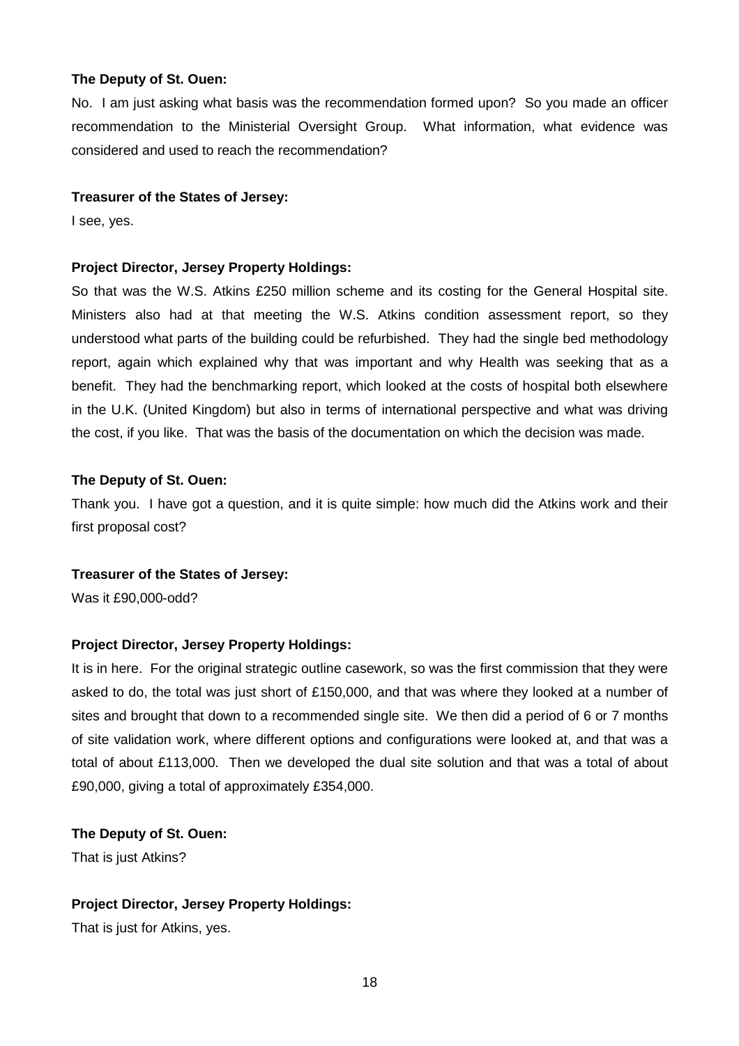**The Deputy of St. Ouen:**

No. I am just asking what basis was the recommendation formed upon? So you made an officer recommendation to the Ministerial Oversight Group. What information, what evidence was considered and used to reach the recommendation?

**Treasurer of the States of Jersey:**

I see, yes.

**Project Director, Jersey Property Holdings:**

So that was the W.S. Atkins £250 million scheme and its costing for the General Hospital site. Ministers also had at that meeting the W.S. Atkins condition assessment report, so they understood what parts of the building could be refurbished. They had the single bed methodology report, again which explained why that was important and why Health was seeking that as a benefit. They had the benchmarking report, which looked at the costs of hospital both elsewhere in the U.K. (United Kingdom) but also in terms of international perspective and what was driving the cost, if you like. That was the basis of the documentation on which the decision was made.

**The Deputy of St. Ouen:**

Thank you. I have got a question, and it is quite simple: how much did the Atkins work and their first proposal cost?

**Treasurer of the States of Jersey:**

Was it £90,000-odd?

**Project Director, Jersey Property Holdings:**

It is in here. For the original strategic outline casework, so was the first commission that they were asked to do, the total was just short of £150,000, and that was where they looked at a number of sites and brought that down to a recommended single site. We then did a period of 6 or 7 months of site validation work, where different options and configurations were looked at, and that was a total of about £113,000. Then we developed the dual site solution and that was a total of about £90,000, giving a total of approximately £354,000.

**The Deputy of St. Ouen:**

That is just Atkins?

**Project Director, Jersey Property Holdings:**

That is just for Atkins, yes.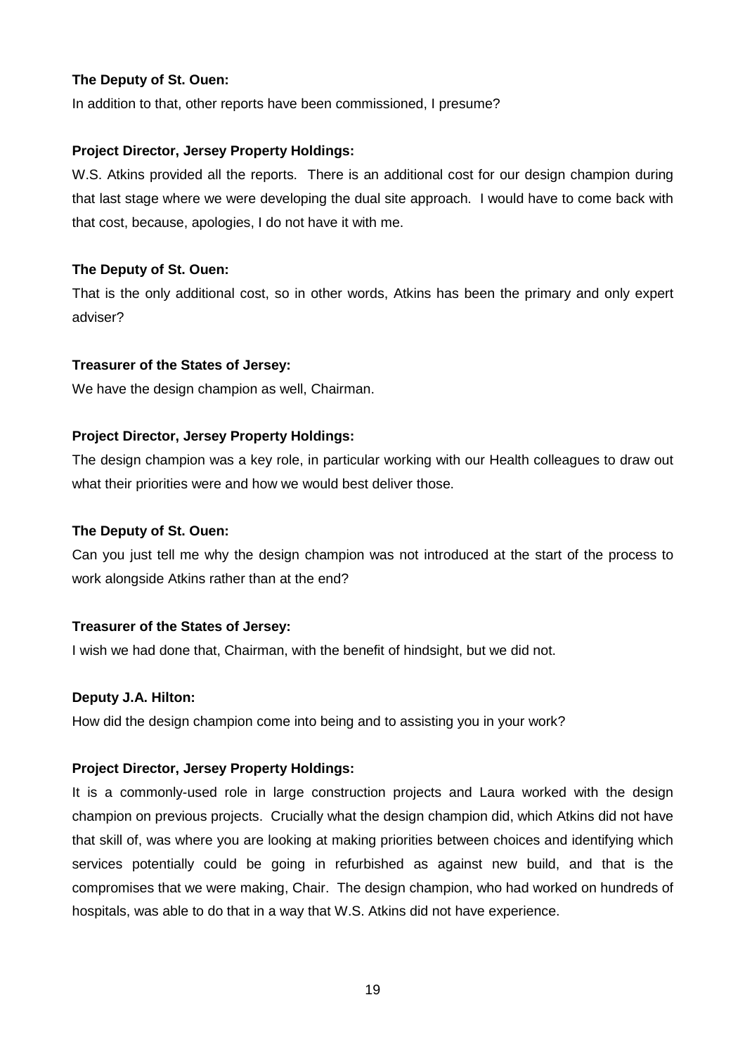**The Deputy of St. Ouen:**

In addition to that, other reports have been commissioned, I presume?

**Project Director, Jersey Property Holdings:**

W.S. Atkins provided all the reports. There is an additional cost for our design champion during that last stage where we were developing the dual site approach. I would have to come back with that cost, because, apologies, I do not have it with me.

**The Deputy of St. Ouen:**

That is the only additional cost, so in other words, Atkins has been the primary and only expert adviser?

**Treasurer of the States of Jersey:**

We have the design champion as well, Chairman.

**Project Director, Jersey Property Holdings:**

The design champion was a key role, in particular working with our Health colleagues to draw out what their priorities were and how we would best deliver those.

**The Deputy of St. Ouen:**

Can you just tell me why the design champion was not introduced at the start of the process to work alongside Atkins rather than at the end?

**Treasurer of the States of Jersey:**

I wish we had done that, Chairman, with the benefit of hindsight, but we did not.

**Deputy J.A. Hilton:**

How did the design champion come into being and to assisting you in your work?

**Project Director, Jersey Property Holdings:**

It is a commonly-used role in large construction projects and Laura worked with the design champion on previous projects. Crucially what the design champion did, which Atkins did not have that skill of, was where you are looking at making priorities between choices and identifying which services potentially could be going in refurbished as against new build, and that is the compromises that we were making, Chair. The design champion, who had worked on hundreds of hospitals, was able to do that in a way that W.S. Atkins did not have experience.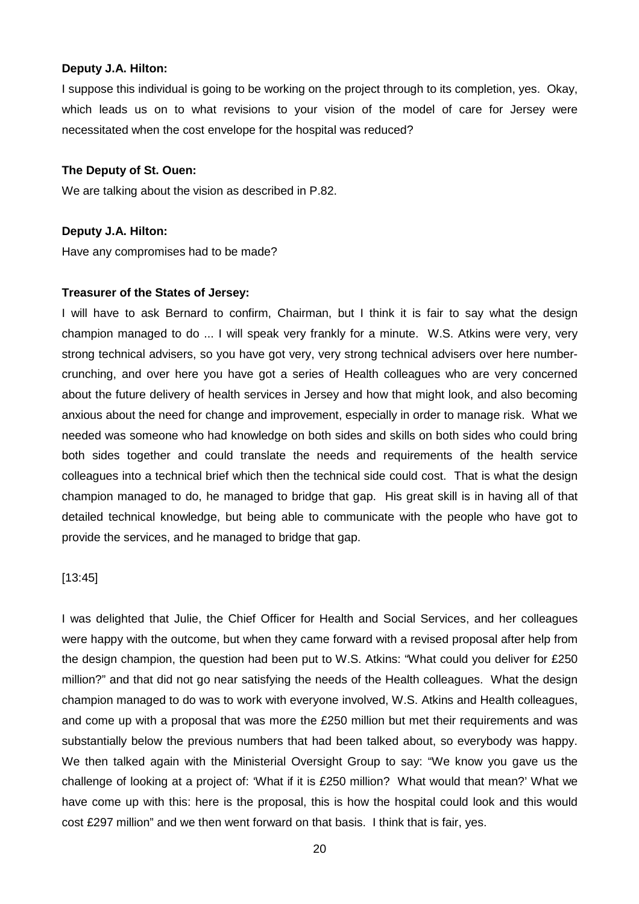**Deputy J.A. Hilton:**

I suppose this individual is going to be working on the project through to its completion, yes. Okay, which leads us on to what revisions to your vision of the model of care for Jersey were necessitated when the cost envelope for the hospital was reduced?

**The Deputy of St. Ouen:**

We are talking about the vision as described in P.82.

**Deputy J.A. Hilton:**

Have any compromises had to be made?

**Treasurer of the States of Jersey:**

I will have to ask Bernard to confirm, Chairman, but I think it is fair to say what the design champion managed to do ... I will speak very frankly for a minute. W.S. Atkins were very, very strong technical advisers, so you have got very, very strong technical advisers over here number-crunching, and over here you have got a series of Health colleagues who are very concerned about the future delivery of health services in Jersey and how that might look, and also becoming anxious about the need for change and improvement, especially in order to manage risk. What we needed was someone who had knowledge on both sides and skills on both sides who could bring both sides together and could translate the needs and requirements of the health service colleagues into a technical brief which then the technical side could cost. That is what the design champion managed to do, he managed to bridge that gap. His great skill is in having all of that detailed technical knowledge, but being able to communicate with the people who have got to provide the services, and he managed to bridge that gap.

[13:45]

I was delighted that Julie, the Chief Officer for Health and Social Services, and her colleagues were happy with the outcome, but when they came forward with a revised proposal after help from the design champion, the question had been put to W.S. Atkins: "What could you deliver for £250 million?" and that did not go near satisfying the needs of the Health colleagues. What the design champion managed to do was to work with everyone involved, W.S. Atkins and Health colleagues, and come up with a proposal that was more the £250 million but met their requirements and was substantially below the previous numbers that had been talked about, so everybody was happy. We then talked again with the Ministerial Oversight Group to say: "We know you gave us the challenge of looking at a project of: 'What if it is £250 million? What would that mean?' What we have come up with this: here is the proposal, this is how the hospital could look and this would cost £297 million" and we then went forward on that basis. I think that is fair, yes.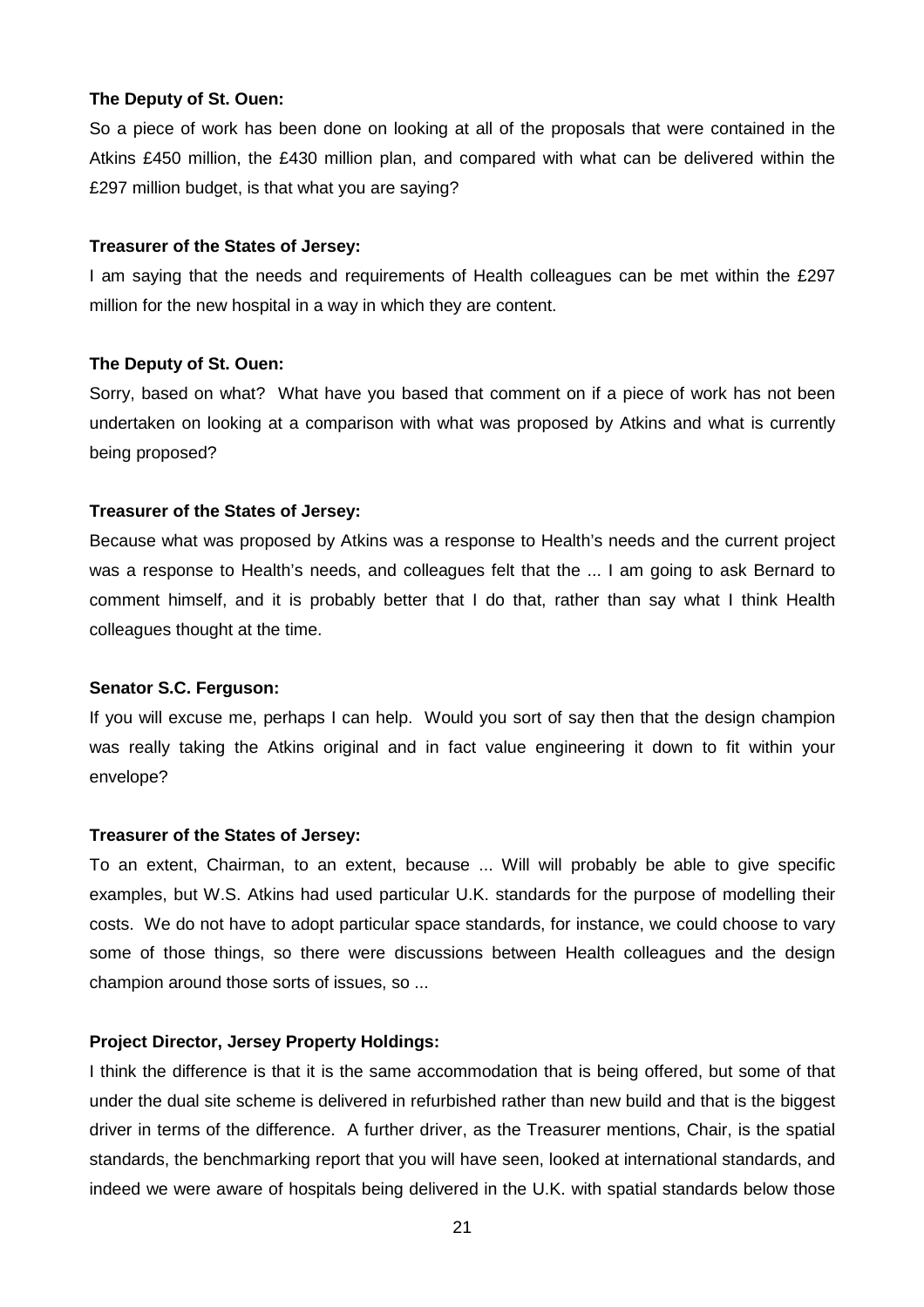**The Deputy of St. Ouen:**

So a piece of work has been done on looking at all of the proposals that were contained in the Atkins £450 million, the £430 million plan, and compared with what can be delivered within the £297 million budget, is that what you are saying?

**Treasurer of the States of Jersey:**

I am saying that the needs and requirements of Health colleagues can be met within the £297 million for the new hospital in a way in which they are content.

**The Deputy of St. Ouen:**

Sorry, based on what? What have you based that comment on if a piece of work has not been undertaken on looking at a comparison with what was proposed by Atkins and what is currently being proposed?

**Treasurer of the States of Jersey:**

Because what was proposed by Atkins was a response to Health's needs and the current project was a response to Health's needs, and colleagues felt that the ... I am going to ask Bernard to comment himself, and it is probably better that I do that, rather than say what I think Health colleagues thought at the time.

**Senator S.C. Ferguson:**

If you will excuse me, perhaps I can help. Would you sort of say then that the design champion was really taking the Atkins original and in fact value engineering it down to fit within your envelope?

**Treasurer of the States of Jersey:**

To an extent, Chairman, to an extent, because ... Will will probably be able to give specific examples, but W.S. Atkins had used particular U.K. standards for the purpose of modelling their costs. We do not have to adopt particular space standards, for instance, we could choose to vary some of those things, so there were discussions between Health colleagues and the design champion around those sorts of issues, so ...

**Project Director, Jersey Property Holdings:**

I think the difference is that it is the same accommodation that is being offered, but some of that under the dual site scheme is delivered in refurbished rather than new build and that is the biggest driver in terms of the difference. A further driver, as the Treasurer mentions, Chair, is the spatial standards, the benchmarking report that you will have seen, looked at international standards, and indeed we were aware of hospitals being delivered in the U.K. with spatial standards below those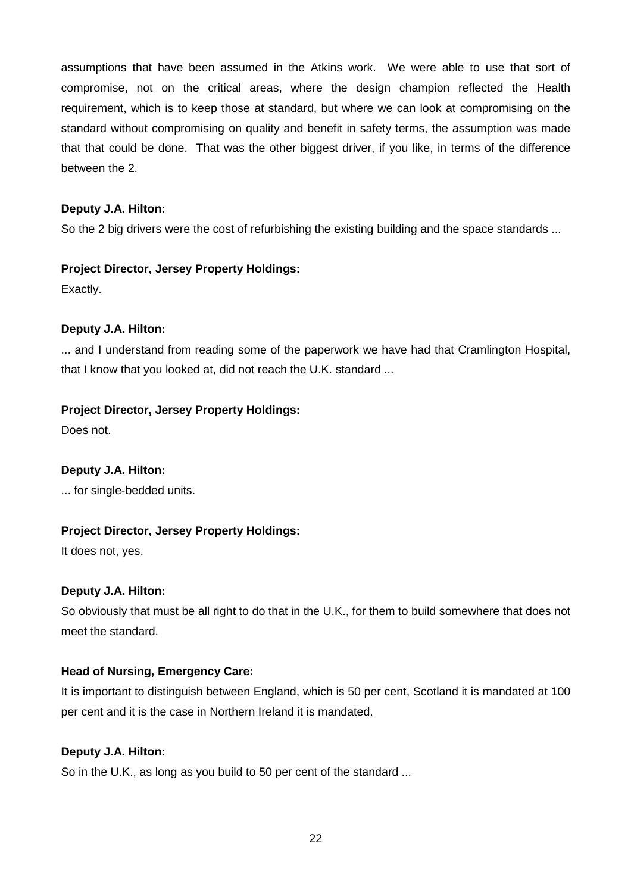assumptions that have been assumed in the Atkins work. We were able to use that sort of compromise, not on the critical areas, where the design champion reflected the Health requirement, which is to keep those at standard, but where we can look at compromising on the standard without compromising on quality and benefit in safety terms, the assumption was made that that could be done. That was the other biggest driver, if you like, in terms of the difference between the 2.

**Deputy J.A. Hilton:**

So the 2 big drivers were the cost of refurbishing the existing building and the space standards ...

**Project Director, Jersey Property Holdings:**

Exactly.

**Deputy J.A. Hilton:**

... and I understand from reading some of the paperwork we have had that Cramlington Hospital, that I know that you looked at, did not reach the U.K. standard ...

**Project Director, Jersey Property Holdings:**

Does not.

**Deputy J.A. Hilton:**

... for single-bedded units.

**Project Director, Jersey Property Holdings:**

It does not, yes.

**Deputy J.A. Hilton:**

So obviously that must be all right to do that in the U.K., for them to build somewhere that does not meet the standard.

**Head of Nursing, Emergency Care:**

It is important to distinguish between England, which is 50 per cent, Scotland it is mandated at 100 per cent and it is the case in Northern Ireland it is mandated.

**Deputy J.A. Hilton:**

So in the U.K., as long as you build to 50 per cent of the standard ...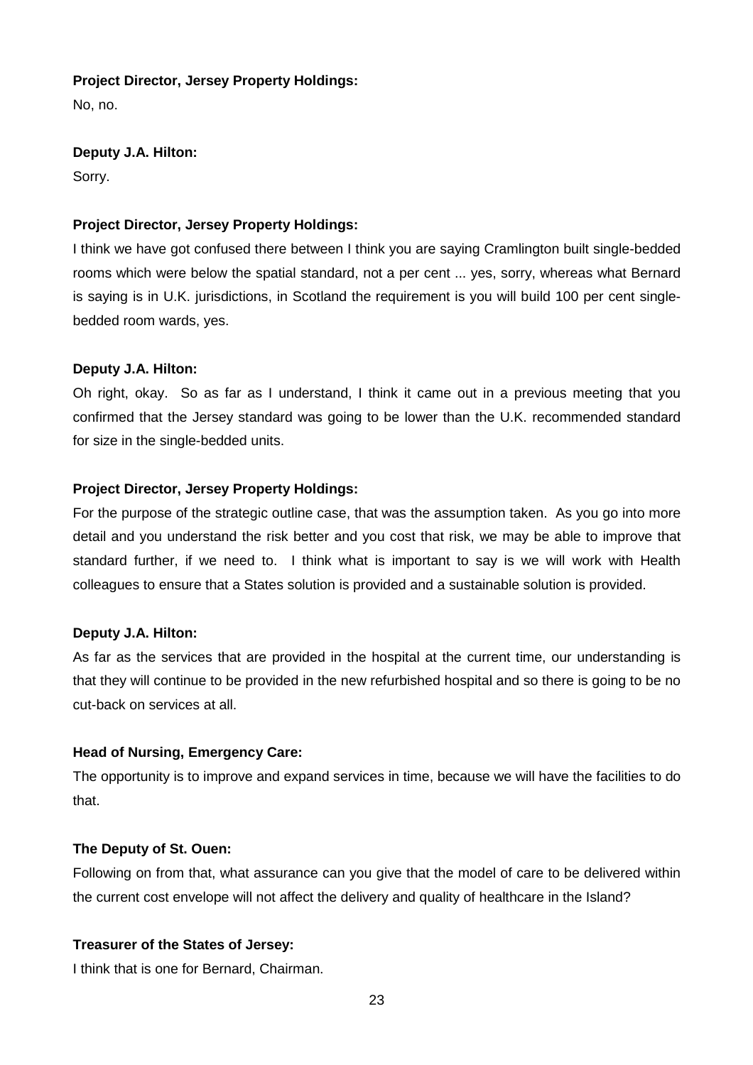**Project Director, Jersey Property Holdings:**

No, no.

**Deputy J.A. Hilton:**

Sorry.

**Project Director, Jersey Property Holdings:**

I think we have got confused there between I think you are saying Cramlington built single-bedded rooms which were below the spatial standard, not a per cent ... yes, sorry, whereas what Bernard is saying is in U.K. jurisdictions, in Scotland the requirement is you will build 100 per cent single-bedded room wards, yes.

**Deputy J.A. Hilton:**

Oh right, okay. So as far as I understand, I think it came out in a previous meeting that you confirmed that the Jersey standard was going to be lower than the U.K. recommended standard for size in the single-bedded units.

**Project Director, Jersey Property Holdings:**

For the purpose of the strategic outline case, that was the assumption taken. As you go into more detail and you understand the risk better and you cost that risk, we may be able to improve that standard further, if we need to. I think what is important to say is we will work with Health colleagues to ensure that a States solution is provided and a sustainable solution is provided.

**Deputy J.A. Hilton:**

As far as the services that are provided in the hospital at the current time, our understanding is that they will continue to be provided in the new refurbished hospital and so there is going to be no cut-back on services at all.

**Head of Nursing, Emergency Care:**

The opportunity is to improve and expand services in time, because we will have the facilities to do that.

**The Deputy of St. Ouen:**

Following on from that, what assurance can you give that the model of care to be delivered within the current cost envelope will not affect the delivery and quality of healthcare in the Island?

**Treasurer of the States of Jersey:**

I think that is one for Bernard, Chairman.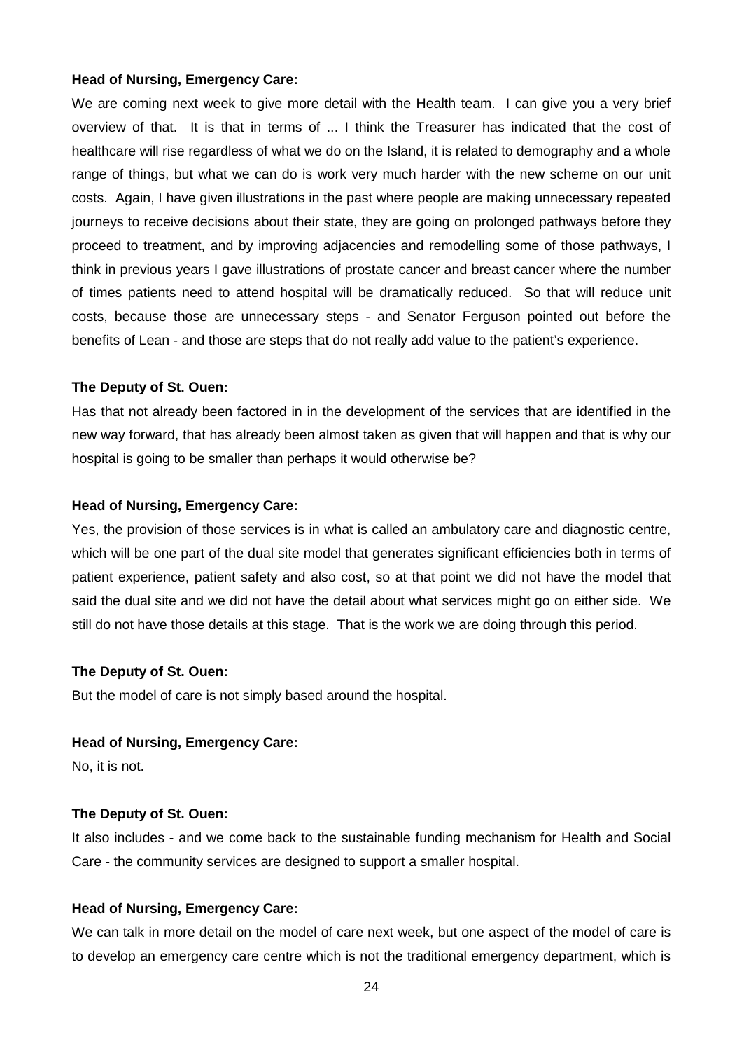**Head of Nursing, Emergency Care:**

We are coming next week to give more detail with the Health team. I can give you a very brief overview of that. It is that in terms of ... I think the Treasurer has indicated that the cost of healthcare will rise regardless of what we do on the Island, it is related to demography and a whole range of things, but what we can do is work very much harder with the new scheme on our unit costs. Again, I have given illustrations in the past where people are making unnecessary repeated journeys to receive decisions about their state, they are going on prolonged pathways before they proceed to treatment, and by improving adjacencies and remodelling some of those pathways, I think in previous years I gave illustrations of prostate cancer and breast cancer where the number of times patients need to attend hospital will be dramatically reduced. So that will reduce unit costs, because those are unnecessary steps - and Senator Ferguson pointed out before the benefits of Lean - and those are steps that do not really add value to the patient's experience.

**The Deputy of St. Ouen:**

Has that not already been factored in in the development of the services that are identified in the new way forward, that has already been almost taken as given that will happen and that is why our hospital is going to be smaller than perhaps it would otherwise be?

**Head of Nursing, Emergency Care:**

Yes, the provision of those services is in what is called an ambulatory care and diagnostic centre, which will be one part of the dual site model that generates significant efficiencies both in terms of patient experience, patient safety and also cost, so at that point we did not have the model that said the dual site and we did not have the detail about what services might go on either side. We still do not have those details at this stage. That is the work we are doing through this period.

**The Deputy of St. Ouen:**

But the model of care is not simply based around the hospital.

**Head of Nursing, Emergency Care:**

No, it is not.

**The Deputy of St. Ouen:**

It also includes - and we come back to the sustainable funding mechanism for Health and Social Care - the community services are designed to support a smaller hospital.

**Head of Nursing, Emergency Care:**

We can talk in more detail on the model of care next week, but one aspect of the model of care is to develop an emergency care centre which is not the traditional emergency department, which is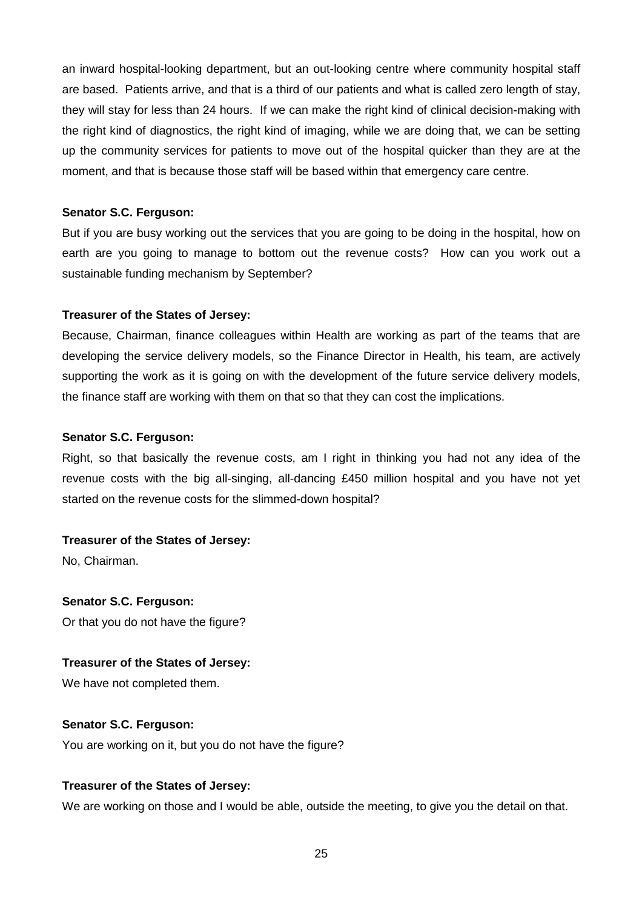an inward hospital-looking department, but an out-looking centre where community hospital staff are based. Patients arrive, and that is a third of our patients and what is called zero length of stay, they will stay for less than 24 hours. If we can make the right kind of clinical decision-making with the right kind of diagnostics, the right kind of imaging, while we are doing that, we can be setting up the community services for patients to move out of the hospital quicker than they are at the moment, and that is because those staff will be based within that emergency care centre.

**Senator S.C. Ferguson:**

But if you are busy working out the services that you are going to be doing in the hospital, how on earth are you going to manage to bottom out the revenue costs? How can you work out a sustainable funding mechanism by September?

**Treasurer of the States of Jersey:**

Because, Chairman, finance colleagues within Health are working as part of the teams that are developing the service delivery models, so the Finance Director in Health, his team, are actively supporting the work as it is going on with the development of the future service delivery models, the finance staff are working with them on that so that they can cost the implications.

**Senator S.C. Ferguson:**

Right, so that basically the revenue costs, am I right in thinking you had not any idea of the revenue costs with the big all-singing, all-dancing £450 million hospital and you have not yet started on the revenue costs for the slimmed-down hospital?

**Treasurer of the States of Jersey:**

No, Chairman.

**Senator S.C. Ferguson:**

Or that you do not have the figure?

**Treasurer of the States of Jersey:**

We have not completed them.

**Senator S.C. Ferguson:**

You are working on it, but you do not have the figure?

**Treasurer of the States of Jersey:**

We are working on those and I would be able, outside the meeting, to give you the detail on that.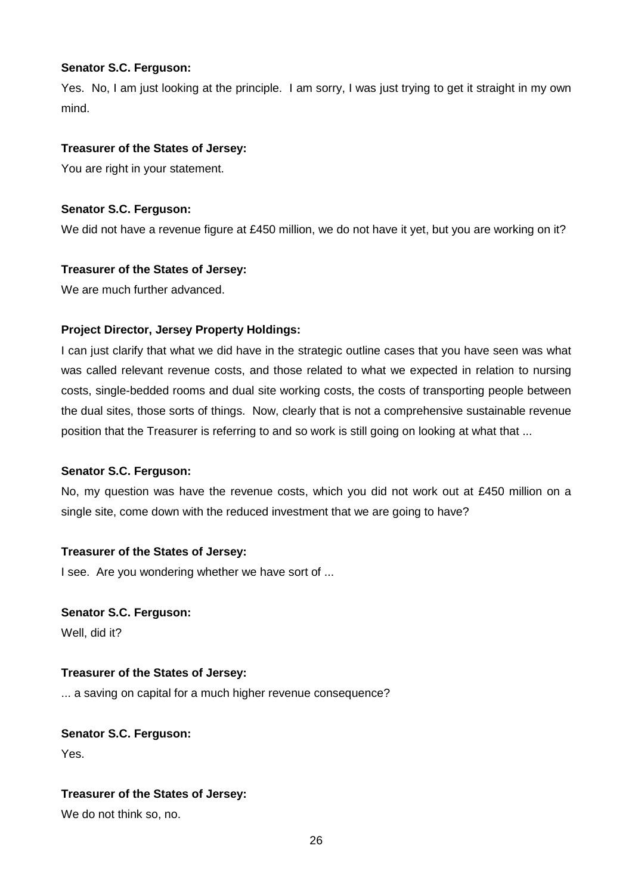**Senator S.C. Ferguson:**

Yes. No, I am just looking at the principle. I am sorry, I was just trying to get it straight in my own mind.

**Treasurer of the States of Jersey:**

You are right in your statement.

**Senator S.C. Ferguson:**

We did not have a revenue figure at £450 million, we do not have it yet, but you are working on it?

**Treasurer of the States of Jersey:**

We are much further advanced.

**Project Director, Jersey Property Holdings:**

I can just clarify that what we did have in the strategic outline cases that you have seen was what was called relevant revenue costs, and those related to what we expected in relation to nursing costs, single-bedded rooms and dual site working costs, the costs of transporting people between the dual sites, those sorts of things. Now, clearly that is not a comprehensive sustainable revenue position that the Treasurer is referring to and so work is still going on looking at what that ...

**Senator S.C. Ferguson:**

No, my question was have the revenue costs, which you did not work out at £450 million on a single site, come down with the reduced investment that we are going to have?

**Treasurer of the States of Jersey:**

I see. Are you wondering whether we have sort of ...

**Senator S.C. Ferguson:**

Well, did it?

**Treasurer of the States of Jersey:**

... a saving on capital for a much higher revenue consequence?

**Senator S.C. Ferguson:**

Yes.

**Treasurer of the States of Jersey:**

We do not think so, no.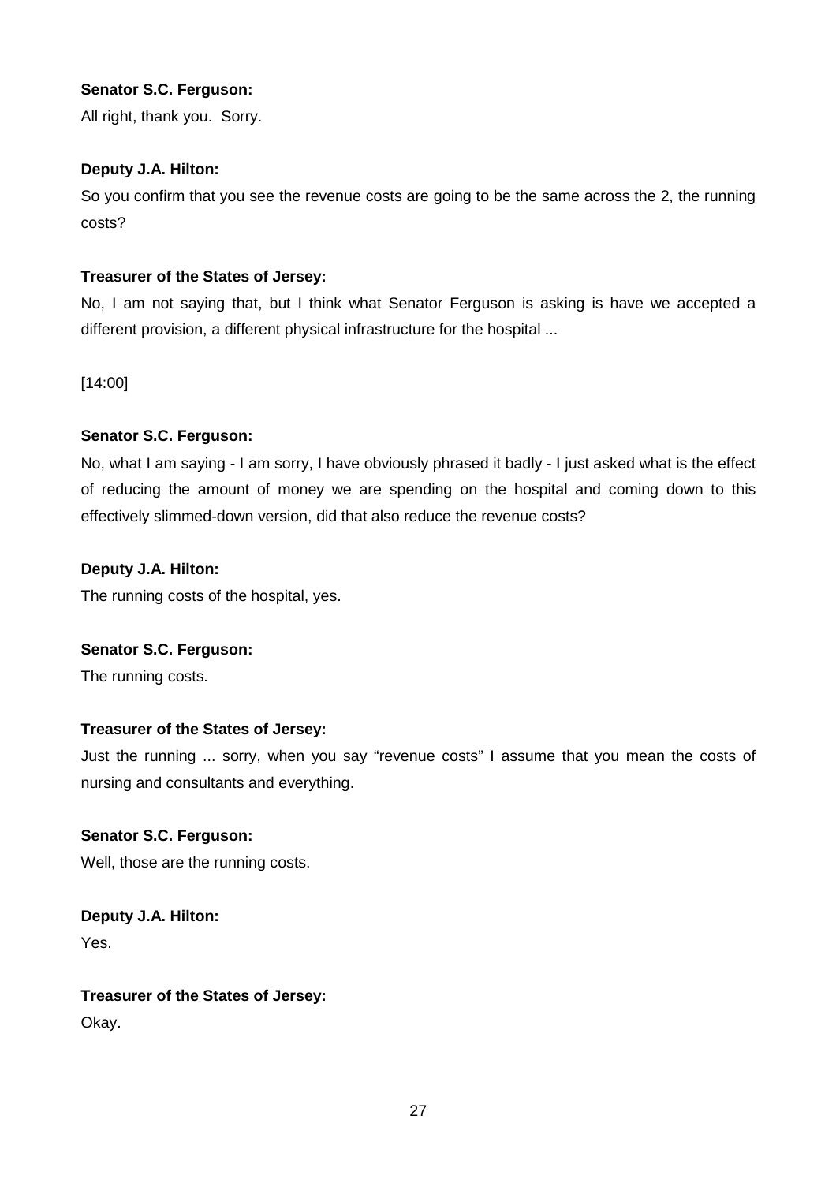**Senator S.C. Ferguson:**

All right, thank you. Sorry.

**Deputy J.A. Hilton:**

So you confirm that you see the revenue costs are going to be the same across the 2, the running costs?

**Treasurer of the States of Jersey:**

No, I am not saying that, but I think what Senator Ferguson is asking is have we accepted a different provision, a different physical infrastructure for the hospital ...

[14:00]

**Senator S.C. Ferguson:**

No, what I am saying - I am sorry, I have obviously phrased it badly - I just asked what is the effect of reducing the amount of money we are spending on the hospital and coming down to this effectively slimmed-down version, did that also reduce the revenue costs?

**Deputy J.A. Hilton:**

The running costs of the hospital, yes.

**Senator S.C. Ferguson:**

The running costs.

**Treasurer of the States of Jersey:**

Just the running ... sorry, when you say "revenue costs" I assume that you mean the costs of nursing and consultants and everything.

**Senator S.C. Ferguson:**

Well, those are the running costs.

**Deputy J.A. Hilton:**

Yes.

**Treasurer of the States of Jersey:**

Okay.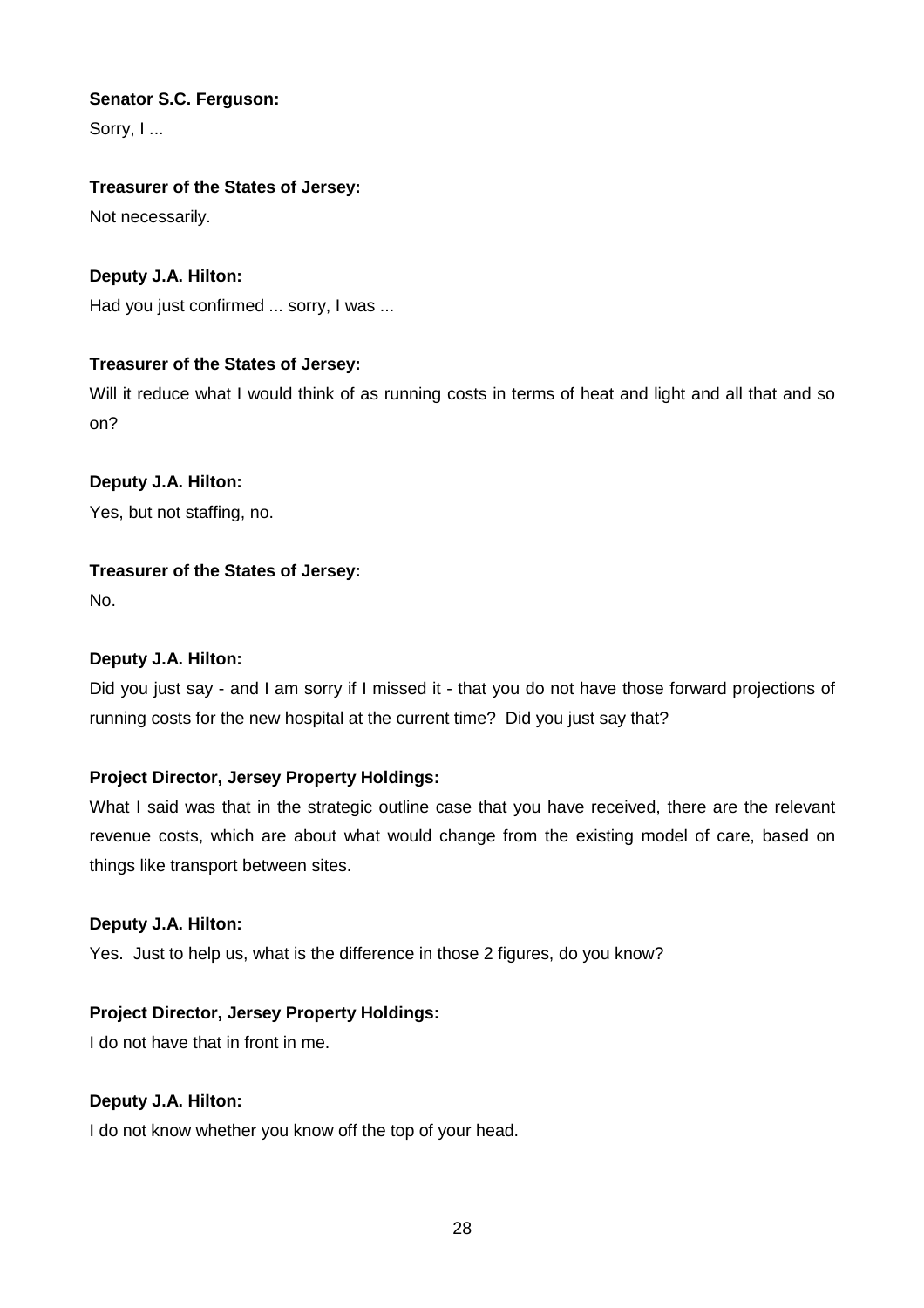**Senator S.C. Ferguson:**

Sorry, I ...

**Treasurer of the States of Jersey:**

Not necessarily.

**Deputy J.A. Hilton:**

Had you just confirmed ... sorry, I was ...

**Treasurer of the States of Jersey:**

Will it reduce what I would think of as running costs in terms of heat and light and all that and so on?

**Deputy J.A. Hilton:**

Yes, but not staffing, no.

**Treasurer of the States of Jersey:**

No.

**Deputy J.A. Hilton:**

Did you just say - and I am sorry if I missed it - that you do not have those forward projections of running costs for the new hospital at the current time? Did you just say that?

**Project Director, Jersey Property Holdings:**

What I said was that in the strategic outline case that you have received, there are the relevant revenue costs, which are about what would change from the existing model of care, based on things like transport between sites.

**Deputy J.A. Hilton:**

Yes. Just to help us, what is the difference in those 2 figures, do you know?

**Project Director, Jersey Property Holdings:**

I do not have that in front in me.

**Deputy J.A. Hilton:**

I do not know whether you know off the top of your head.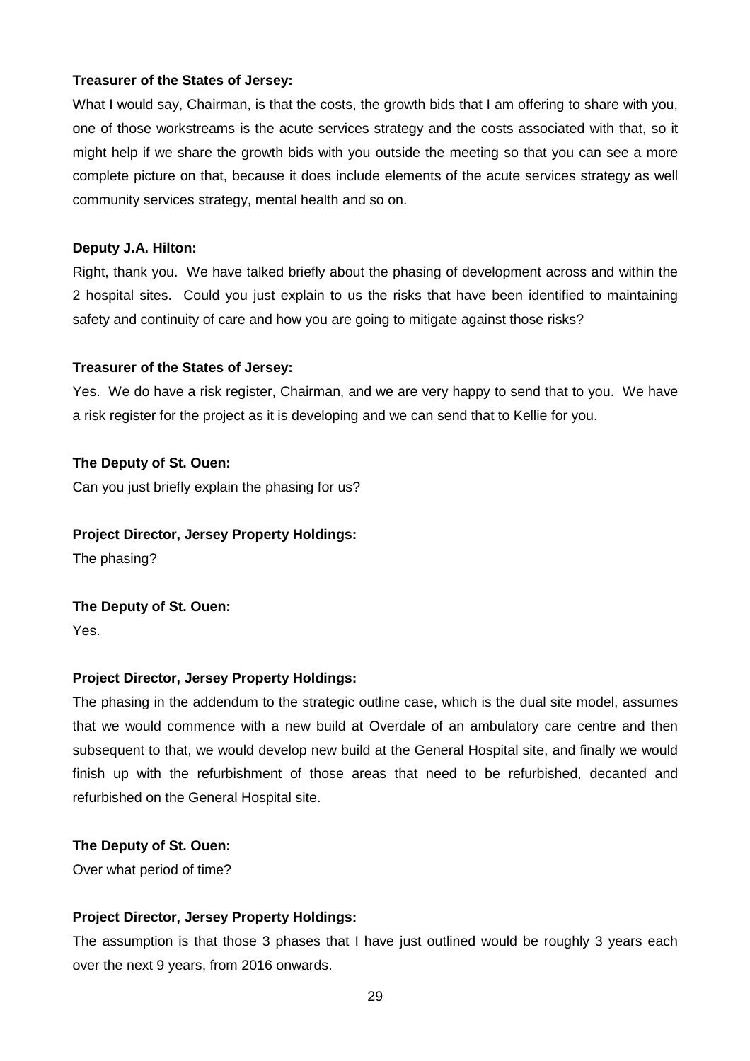**Treasurer of the States of Jersey:**

What I would say, Chairman, is that the costs, the growth bids that I am offering to share with you, one of those workstreams is the acute services strategy and the costs associated with that, so it might help if we share the growth bids with you outside the meeting so that you can see a more complete picture on that, because it does include elements of the acute services strategy as well community services strategy, mental health and so on.

**Deputy J.A. Hilton:**

Right, thank you. We have talked briefly about the phasing of development across and within the 2 hospital sites. Could you just explain to us the risks that have been identified to maintaining safety and continuity of care and how you are going to mitigate against those risks?

**Treasurer of the States of Jersey:**

Yes. We do have a risk register, Chairman, and we are very happy to send that to you. We have a risk register for the project as it is developing and we can send that to Kellie for you.

**The Deputy of St. Ouen:**

Can you just briefly explain the phasing for us?

**Project Director, Jersey Property Holdings:**

The phasing?

**The Deputy of St. Ouen:**

Yes.

**Project Director, Jersey Property Holdings:**

The phasing in the addendum to the strategic outline case, which is the dual site model, assumes that we would commence with a new build at Overdale of an ambulatory care centre and then subsequent to that, we would develop new build at the General Hospital site, and finally we would finish up with the refurbishment of those areas that need to be refurbished, decanted and refurbished on the General Hospital site.

**The Deputy of St. Ouen:**

Over what period of time?

**Project Director, Jersey Property Holdings:**

The assumption is that those 3 phases that I have just outlined would be roughly 3 years each over the next 9 years, from 2016 onwards.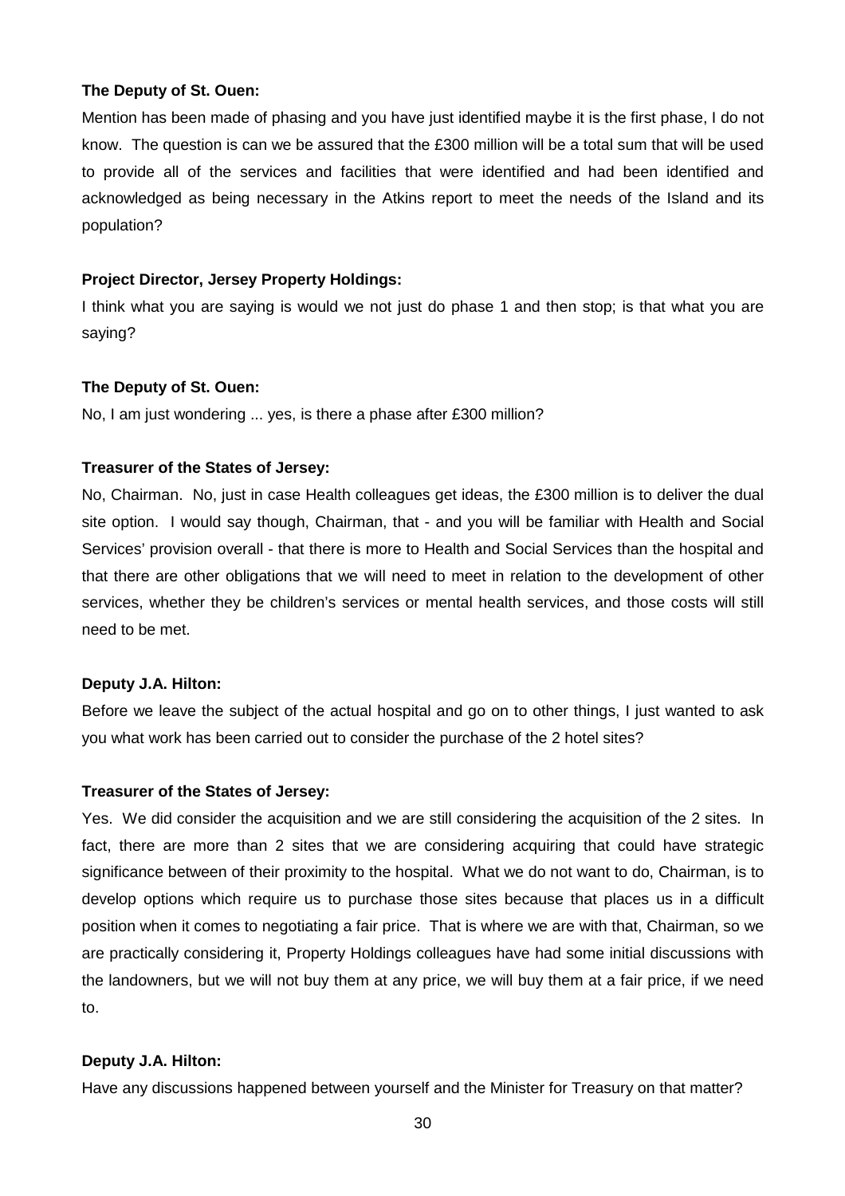**The Deputy of St. Ouen:**

Mention has been made of phasing and you have just identified maybe it is the first phase, I do not know. The question is can we be assured that the £300 million will be a total sum that will be used to provide all of the services and facilities that were identified and had been identified and acknowledged as being necessary in the Atkins report to meet the needs of the Island and its population?

**Project Director, Jersey Property Holdings:**

I think what you are saying is would we not just do phase 1 and then stop; is that what you are saying?

**The Deputy of St. Ouen:**

No, I am just wondering ... yes, is there a phase after £300 million?

**Treasurer of the States of Jersey:**

No, Chairman. No, just in case Health colleagues get ideas, the £300 million is to deliver the dual site option. I would say though, Chairman, that - and you will be familiar with Health and Social Services' provision overall - that there is more to Health and Social Services than the hospital and that there are other obligations that we will need to meet in relation to the development of other services, whether they be children's services or mental health services, and those costs will still need to be met.

**Deputy J.A. Hilton:**

Before we leave the subject of the actual hospital and go on to other things, I just wanted to ask you what work has been carried out to consider the purchase of the 2 hotel sites?

**Treasurer of the States of Jersey:**

Yes. We did consider the acquisition and we are still considering the acquisition of the 2 sites. In fact, there are more than 2 sites that we are considering acquiring that could have strategic significance between of their proximity to the hospital. What we do not want to do, Chairman, is to develop options which require us to purchase those sites because that places us in a difficult position when it comes to negotiating a fair price. That is where we are with that, Chairman, so we are practically considering it, Property Holdings colleagues have had some initial discussions with the landowners, but we will not buy them at any price, we will buy them at a fair price, if we need to.

**Deputy J.A. Hilton:**

Have any discussions happened between yourself and the Minister for Treasury on that matter?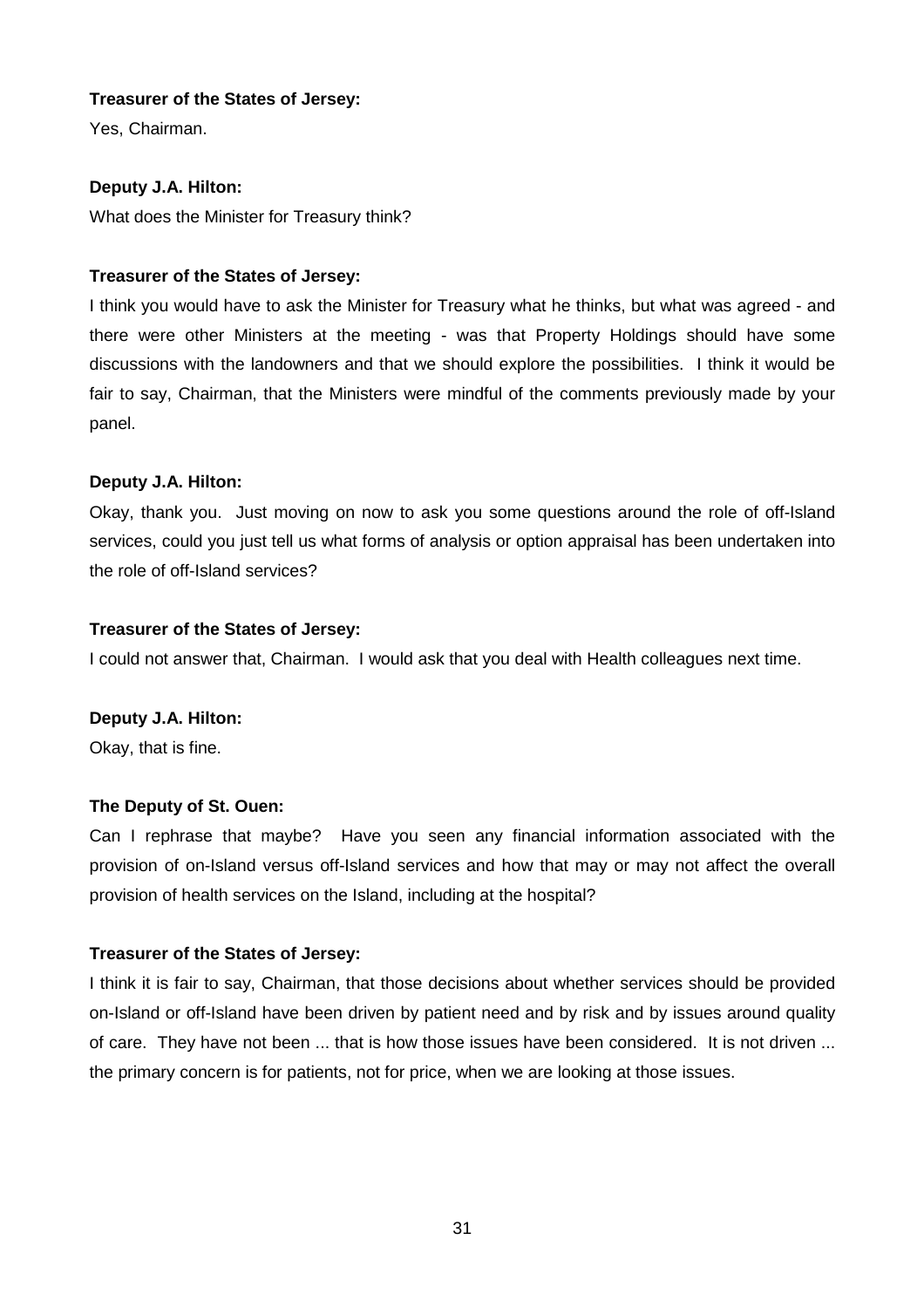**Treasurer of the States of Jersey:**

Yes, Chairman.

**Deputy J.A. Hilton:**

What does the Minister for Treasury think?

**Treasurer of the States of Jersey:**

I think you would have to ask the Minister for Treasury what he thinks, but what was agreed - and there were other Ministers at the meeting - was that Property Holdings should have some discussions with the landowners and that we should explore the possibilities. I think it would be fair to say, Chairman, that the Ministers were mindful of the comments previously made by your panel.

**Deputy J.A. Hilton:**

Okay, thank you. Just moving on now to ask you some questions around the role of off-Island services, could you just tell us what forms of analysis or option appraisal has been undertaken into the role of off-Island services?

**Treasurer of the States of Jersey:**

I could not answer that, Chairman. I would ask that you deal with Health colleagues next time.

**Deputy J.A. Hilton:**

Okay, that is fine.

**The Deputy of St. Ouen:**

Can I rephrase that maybe? Have you seen any financial information associated with the provision of on-Island versus off-Island services and how that may or may not affect the overall provision of health services on the Island, including at the hospital?

**Treasurer of the States of Jersey:**

I think it is fair to say, Chairman, that those decisions about whether services should be provided on-Island or off-Island have been driven by patient need and by risk and by issues around quality of care. They have not been ... that is how those issues have been considered. It is not driven ... the primary concern is for patients, not for price, when we are looking at those issues.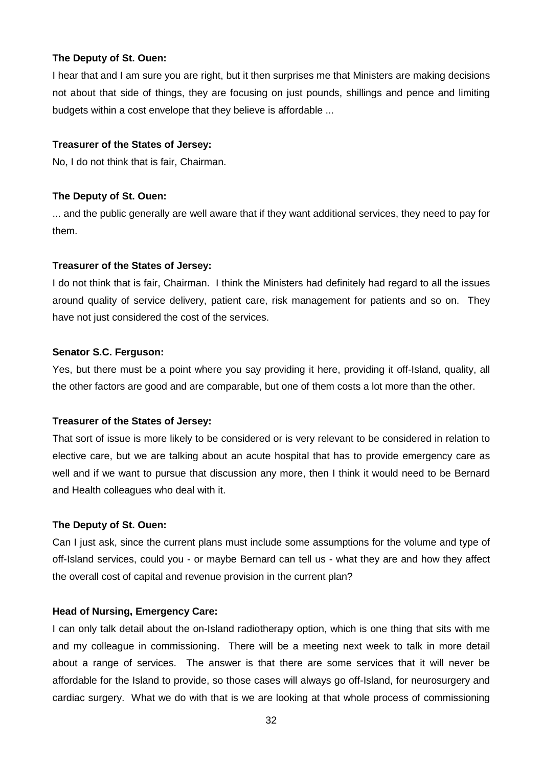**The Deputy of St. Ouen:**

I hear that and I am sure you are right, but it then surprises me that Ministers are making decisions not about that side of things, they are focusing on just pounds, shillings and pence and limiting budgets within a cost envelope that they believe is affordable ...

**Treasurer of the States of Jersey:**

No, I do not think that is fair, Chairman.

**The Deputy of St. Ouen:**

... and the public generally are well aware that if they want additional services, they need to pay for them.

**Treasurer of the States of Jersey:**

I do not think that is fair, Chairman. I think the Ministers had definitely had regard to all the issues around quality of service delivery, patient care, risk management for patients and so on. They have not just considered the cost of the services.

**Senator S.C. Ferguson:**

Yes, but there must be a point where you say providing it here, providing it off-Island, quality, all the other factors are good and are comparable, but one of them costs a lot more than the other.

**Treasurer of the States of Jersey:**

That sort of issue is more likely to be considered or is very relevant to be considered in relation to elective care, but we are talking about an acute hospital that has to provide emergency care as well and if we want to pursue that discussion any more, then I think it would need to be Bernard and Health colleagues who deal with it.

**The Deputy of St. Ouen:**

Can I just ask, since the current plans must include some assumptions for the volume and type of off-Island services, could you - or maybe Bernard can tell us - what they are and how they affect the overall cost of capital and revenue provision in the current plan?

**Head of Nursing, Emergency Care:**

I can only talk detail about the on-Island radiotherapy option, which is one thing that sits with me and my colleague in commissioning. There will be a meeting next week to talk in more detail about a range of services. The answer is that there are some services that it will never be affordable for the Island to provide, so those cases will always go off-Island, for neurosurgery and cardiac surgery. What we do with that is we are looking at that whole process of commissioning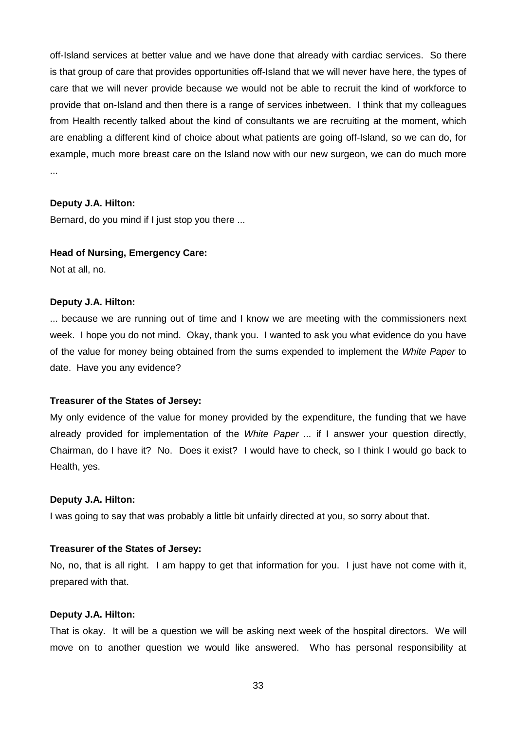off-Island services at better value and we have done that already with cardiac services. So there is that group of care that provides opportunities off-Island that we will never have here, the types of care that we will never provide because we would not be able to recruit the kind of workforce to provide that on-Island and then there is a range of services inbetween. I think that my colleagues from Health recently talked about the kind of consultants we are recruiting at the moment, which are enabling a different kind of choice about what patients are going off-Island, so we can do, for example, much more breast care on the Island now with our new surgeon, we can do much more ...

**Deputy J.A. Hilton:**

Bernard, do you mind if I just stop you there ...

**Head of Nursing, Emergency Care:**

Not at all, no.

**Deputy J.A. Hilton:**

... because we are running out of time and I know we are meeting with the commissioners next week. I hope you do not mind. Okay, thank you. I wanted to ask you what evidence do you have of the value for money being obtained from the sums expended to implement the *White Paper* to date. Have you any evidence?

**Treasurer of the States of Jersey:**

My only evidence of the value for money provided by the expenditure, the funding that we have already provided for implementation of the *White Paper ...* if I answer your question directly, Chairman, do I have it? No. Does it exist? I would have to check, so I think I would go back to Health, yes.

**Deputy J.A. Hilton:**

I was going to say that was probably a little bit unfairly directed at you, so sorry about that.

**Treasurer of the States of Jersey:**

No, no, that is all right. I am happy to get that information for you. I just have not come with it, prepared with that.

**Deputy J.A. Hilton:**

That is okay. It will be a question we will be asking next week of the hospital directors. We will move on to another question we would like answered. Who has personal responsibility at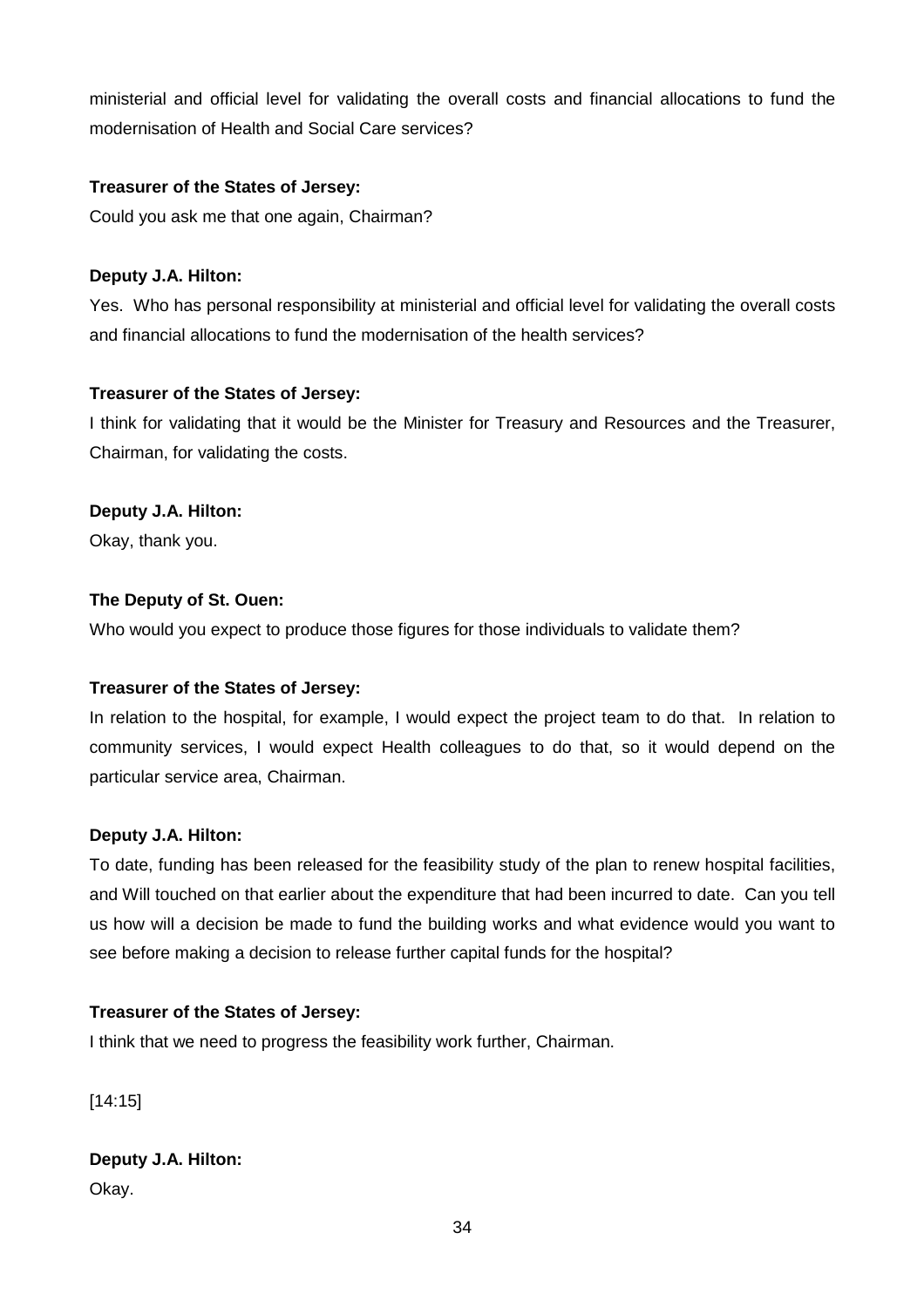ministerial and official level for validating the overall costs and financial allocations to fund the modernisation of Health and Social Care services?

**Treasurer of the States of Jersey:**

Could you ask me that one again, Chairman?

**Deputy J.A. Hilton:**

Yes. Who has personal responsibility at ministerial and official level for validating the overall costs and financial allocations to fund the modernisation of the health services?

**Treasurer of the States of Jersey:**

I think for validating that it would be the Minister for Treasury and Resources and the Treasurer, Chairman, for validating the costs.

**Deputy J.A. Hilton:**

Okay, thank you.

**The Deputy of St. Ouen:**

Who would you expect to produce those figures for those individuals to validate them?

**Treasurer of the States of Jersey:**

In relation to the hospital, for example, I would expect the project team to do that. In relation to community services, I would expect Health colleagues to do that, so it would depend on the particular service area, Chairman.

**Deputy J.A. Hilton:**

To date, funding has been released for the feasibility study of the plan to renew hospital facilities, and Will touched on that earlier about the expenditure that had been incurred to date. Can you tell us how will a decision be made to fund the building works and what evidence would you want to see before making a decision to release further capital funds for the hospital?

**Treasurer of the States of Jersey:**

I think that we need to progress the feasibility work further, Chairman.

[14:15]

**Deputy J.A. Hilton:**

Okay.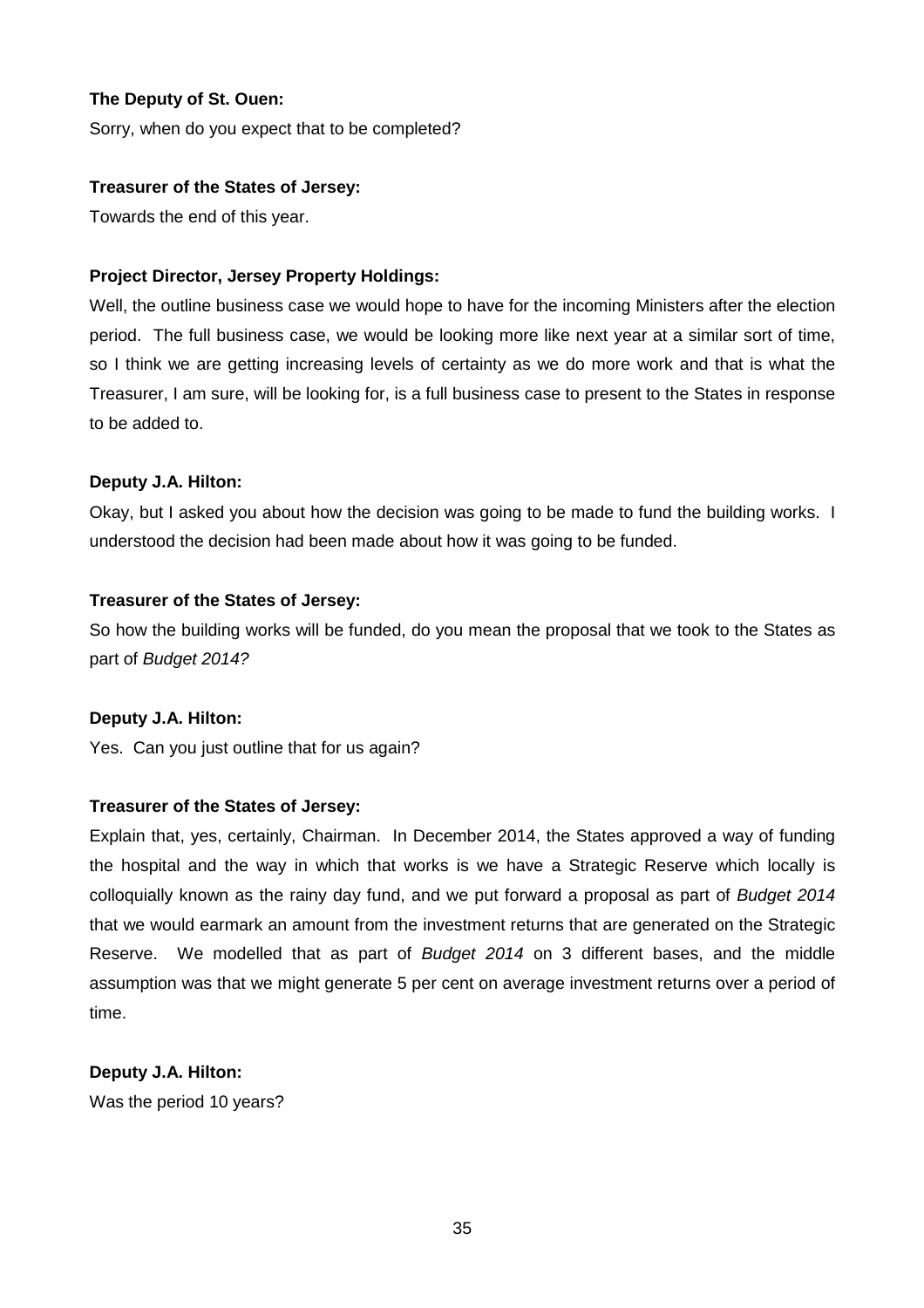**The Deputy of St. Ouen:**

Sorry, when do you expect that to be completed?

**Treasurer of the States of Jersey:**

Towards the end of this year.

**Project Director, Jersey Property Holdings:**

Well, the outline business case we would hope to have for the incoming Ministers after the election period. The full business case, we would be looking more like next year at a similar sort of time, so I think we are getting increasing levels of certainty as we do more work and that is what the Treasurer, I am sure, will be looking for, is a full business case to present to the States in response to be added to.

**Deputy J.A. Hilton:**

Okay, but I asked you about how the decision was going to be made to fund the building works. I understood the decision had been made about how it was going to be funded.

**Treasurer of the States of Jersey:**

So how the building works will be funded, do you mean the proposal that we took to the States as part of *Budget 2014?*

**Deputy J.A. Hilton:**

Yes. Can you just outline that for us again?

**Treasurer of the States of Jersey:**

Explain that, yes, certainly, Chairman. In December 2014, the States approved a way of funding the hospital and the way in which that works is we have a Strategic Reserve which locally is colloquially known as the rainy day fund, and we put forward a proposal as part of *Budget 2014* that we would earmark an amount from the investment returns that are generated on the Strategic Reserve. We modelled that as part of *Budget 2014* on 3 different bases, and the middle assumption was that we might generate 5 per cent on average investment returns over a period of time.

**Deputy J.A. Hilton:**

Was the period 10 years?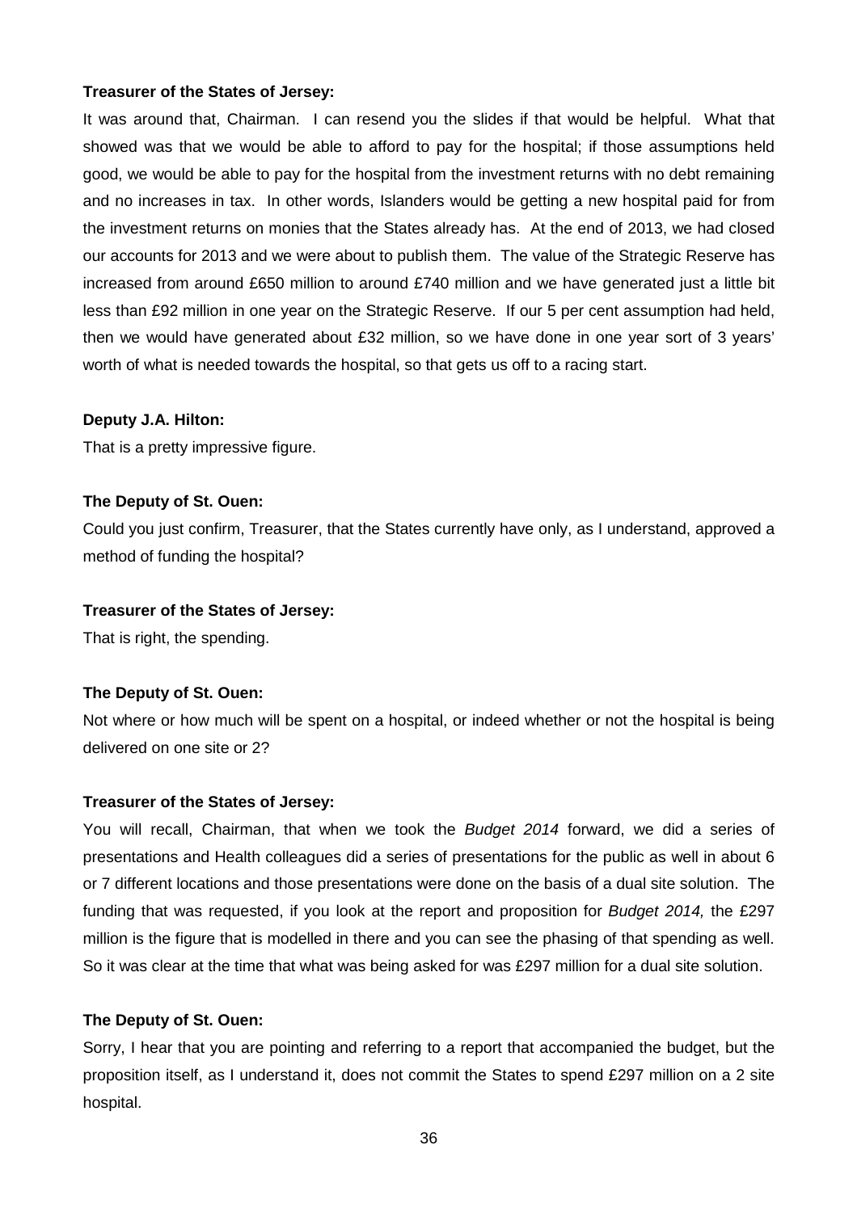**Treasurer of the States of Jersey:**

It was around that, Chairman. I can resend you the slides if that would be helpful. What that showed was that we would be able to afford to pay for the hospital; if those assumptions held good, we would be able to pay for the hospital from the investment returns with no debt remaining and no increases in tax. In other words, Islanders would be getting a new hospital paid for from the investment returns on monies that the States already has. At the end of 2013, we had closed our accounts for 2013 and we were about to publish them. The value of the Strategic Reserve has increased from around £650 million to around £740 million and we have generated just a little bit less than £92 million in one year on the Strategic Reserve. If our 5 per cent assumption had held, then we would have generated about £32 million, so we have done in one year sort of 3 years' worth of what is needed towards the hospital, so that gets us off to a racing start.

**Deputy J.A. Hilton:**

That is a pretty impressive figure.

**The Deputy of St. Ouen:**

Could you just confirm, Treasurer, that the States currently have only, as I understand, approved a method of funding the hospital?

**Treasurer of the States of Jersey:**

That is right, the spending.

**The Deputy of St. Ouen:**

Not where or how much will be spent on a hospital, or indeed whether or not the hospital is being delivered on one site or 2?

**Treasurer of the States of Jersey:**

You will recall, Chairman, that when we took the *Budget 2014* forward, we did a series of presentations and Health colleagues did a series of presentations for the public as well in about 6 or 7 different locations and those presentations were done on the basis of a dual site solution. The funding that was requested, if you look at the report and proposition for *Budget 2014,* the £297 million is the figure that is modelled in there and you can see the phasing of that spending as well. So it was clear at the time that what was being asked for was £297 million for a dual site solution.

**The Deputy of St. Ouen:**

Sorry, I hear that you are pointing and referring to a report that accompanied the budget, but the proposition itself, as I understand it, does not commit the States to spend £297 million on a 2 site hospital.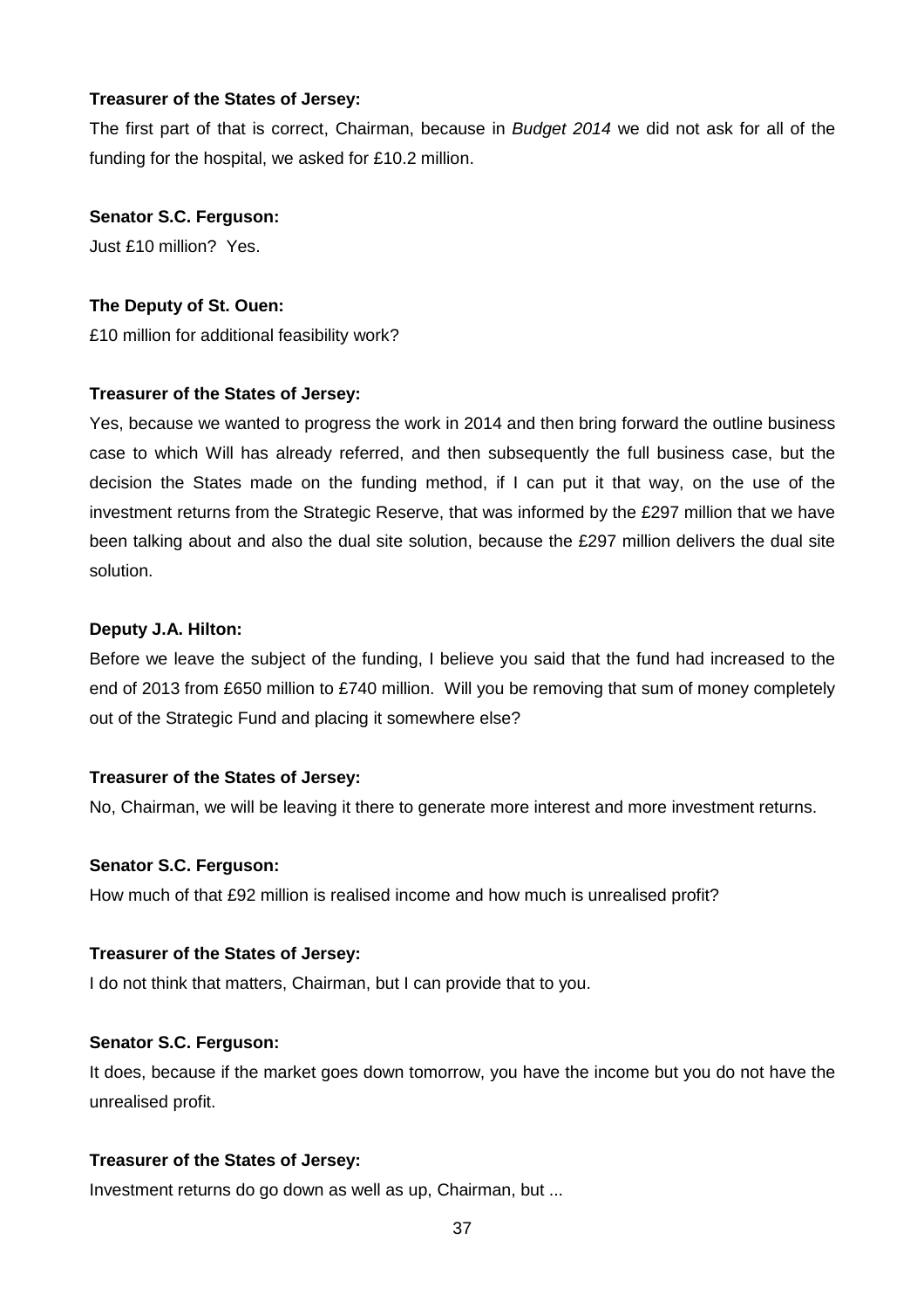**Treasurer of the States of Jersey:**

The first part of that is correct, Chairman, because in *Budget 2014* we did not ask for all of the funding for the hospital, we asked for £10.2 million.

**Senator S.C. Ferguson:**

Just £10 million? Yes.

**The Deputy of St. Ouen:**

£10 million for additional feasibility work?

**Treasurer of the States of Jersey:**

Yes, because we wanted to progress the work in 2014 and then bring forward the outline business case to which Will has already referred, and then subsequently the full business case, but the decision the States made on the funding method, if I can put it that way, on the use of the investment returns from the Strategic Reserve, that was informed by the £297 million that we have been talking about and also the dual site solution, because the £297 million delivers the dual site solution.

**Deputy J.A. Hilton:**

Before we leave the subject of the funding, I believe you said that the fund had increased to the end of 2013 from £650 million to £740 million. Will you be removing that sum of money completely out of the Strategic Fund and placing it somewhere else?

**Treasurer of the States of Jersey:**

No, Chairman, we will be leaving it there to generate more interest and more investment returns.

**Senator S.C. Ferguson:**

How much of that £92 million is realised income and how much is unrealised profit?

**Treasurer of the States of Jersey:**

I do not think that matters, Chairman, but I can provide that to you.

**Senator S.C. Ferguson:**

It does, because if the market goes down tomorrow, you have the income but you do not have the unrealised profit.

**Treasurer of the States of Jersey:**

Investment returns do go down as well as up, Chairman, but ...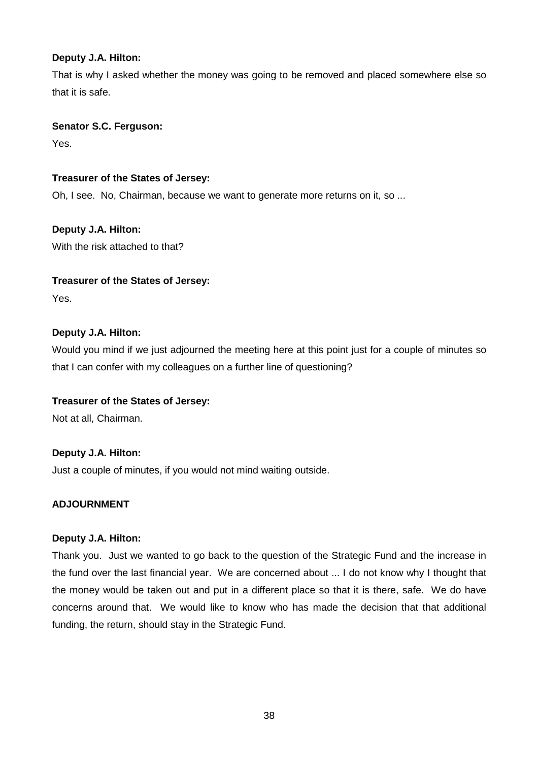**Deputy J.A. Hilton:**

That is why I asked whether the money was going to be removed and placed somewhere else so that it is safe.

**Senator S.C. Ferguson:**

Yes.

**Treasurer of the States of Jersey:**

Oh, I see. No, Chairman, because we want to generate more returns on it, so ...

**Deputy J.A. Hilton:**

With the risk attached to that?

**Treasurer of the States of Jersey:**

Yes.

**Deputy J.A. Hilton:**

Would you mind if we just adjourned the meeting here at this point just for a couple of minutes so that I can confer with my colleagues on a further line of questioning?

**Treasurer of the States of Jersey:**

Not at all, Chairman.

**Deputy J.A. Hilton:**

Just a couple of minutes, if you would not mind waiting outside.

**ADJOURNMENT**

**Deputy J.A. Hilton:**

Thank you. Just we wanted to go back to the question of the Strategic Fund and the increase in the fund over the last financial year. We are concerned about ... I do not know why I thought that the money would be taken out and put in a different place so that it is there, safe. We do have concerns around that. We would like to know who has made the decision that that additional funding, the return, should stay in the Strategic Fund.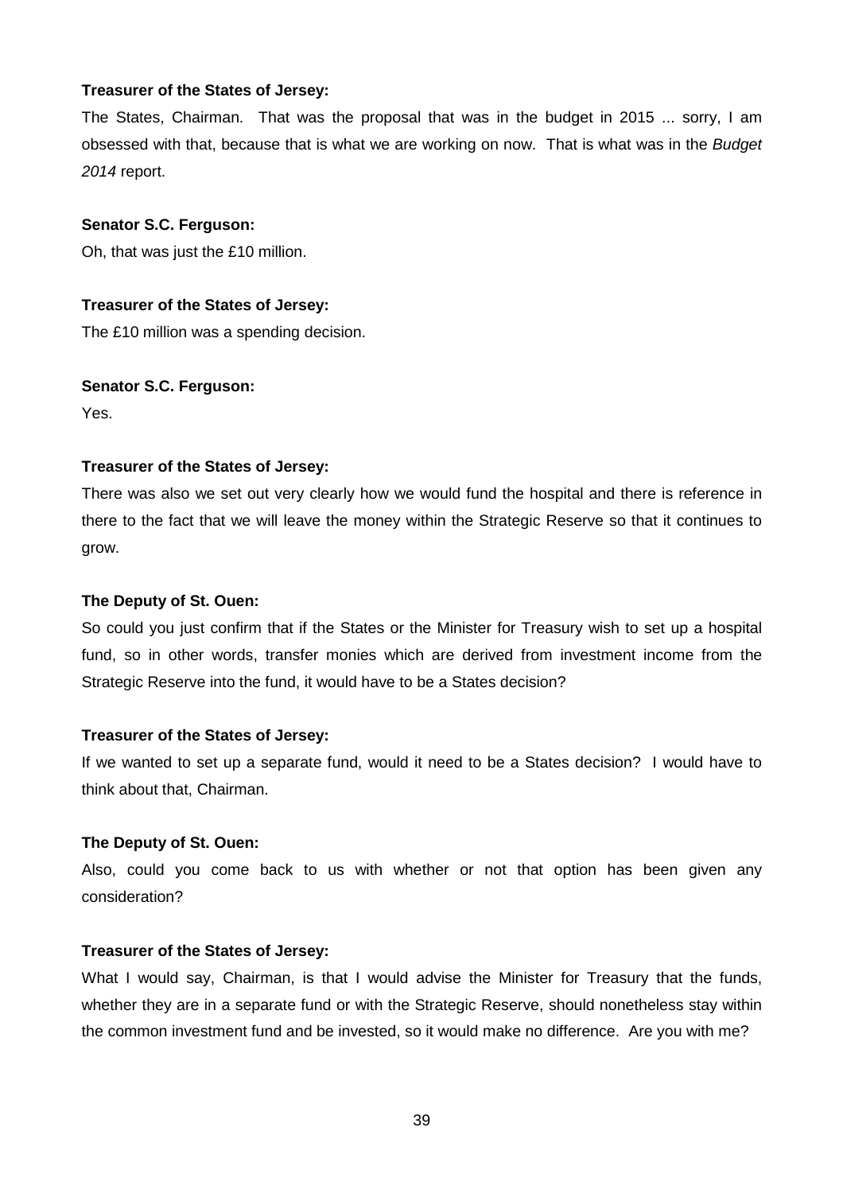**Treasurer of the States of Jersey:**

The States, Chairman. That was the proposal that was in the budget in 2015 ... sorry, I am obsessed with that, because that is what we are working on now. That is what was in the *Budget 2014* report.

**Senator S.C. Ferguson:**

Oh, that was just the £10 million.

**Treasurer of the States of Jersey:**

The £10 million was a spending decision.

**Senator S.C. Ferguson:**

Yes.

**Treasurer of the States of Jersey:**

There was also we set out very clearly how we would fund the hospital and there is reference in there to the fact that we will leave the money within the Strategic Reserve so that it continues to grow.

**The Deputy of St. Ouen:**

So could you just confirm that if the States or the Minister for Treasury wish to set up a hospital fund, so in other words, transfer monies which are derived from investment income from the Strategic Reserve into the fund, it would have to be a States decision?

**Treasurer of the States of Jersey:**

If we wanted to set up a separate fund, would it need to be a States decision? I would have to think about that, Chairman.

**The Deputy of St. Ouen:**

Also, could you come back to us with whether or not that option has been given any consideration?

**Treasurer of the States of Jersey:**

What I would say, Chairman, is that I would advise the Minister for Treasury that the funds, whether they are in a separate fund or with the Strategic Reserve, should nonetheless stay within the common investment fund and be invested, so it would make no difference. Are you with me?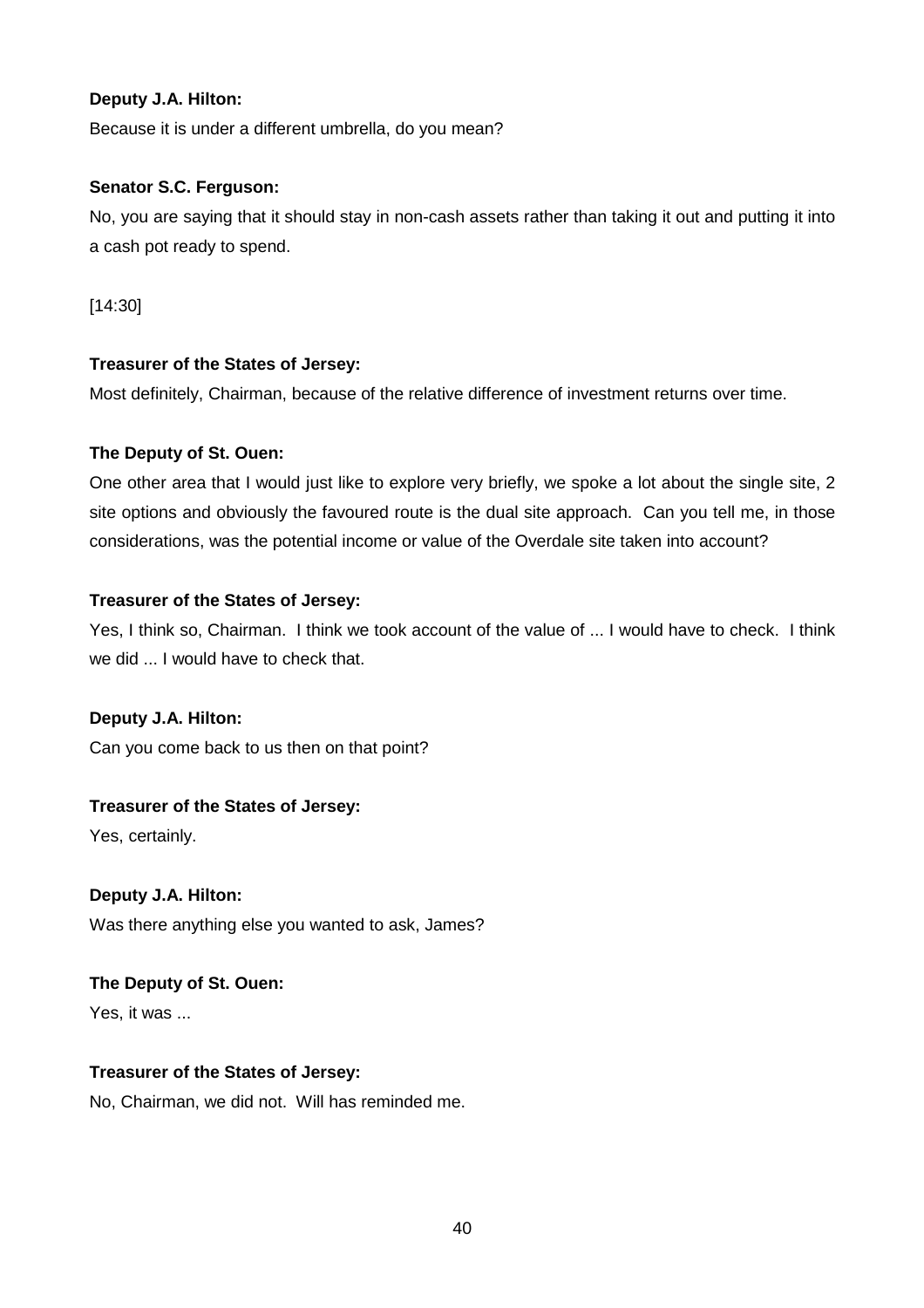**Deputy J.A. Hilton:**

Because it is under a different umbrella, do you mean?

**Senator S.C. Ferguson:**

No, you are saying that it should stay in non-cash assets rather than taking it out and putting it into a cash pot ready to spend.

[14:30]

**Treasurer of the States of Jersey:**

Most definitely, Chairman, because of the relative difference of investment returns over time.

**The Deputy of St. Ouen:**

One other area that I would just like to explore very briefly, we spoke a lot about the single site, 2 site options and obviously the favoured route is the dual site approach. Can you tell me, in those considerations, was the potential income or value of the Overdale site taken into account?

**Treasurer of the States of Jersey:**

Yes, I think so, Chairman. I think we took account of the value of ... I would have to check. I think we did ... I would have to check that.

**Deputy J.A. Hilton:**

Can you come back to us then on that point?

**Treasurer of the States of Jersey:**

Yes, certainly.

**Deputy J.A. Hilton:**

Was there anything else you wanted to ask, James?

**The Deputy of St. Ouen:**

Yes, it was ...

**Treasurer of the States of Jersey:**

No, Chairman, we did not. Will has reminded me.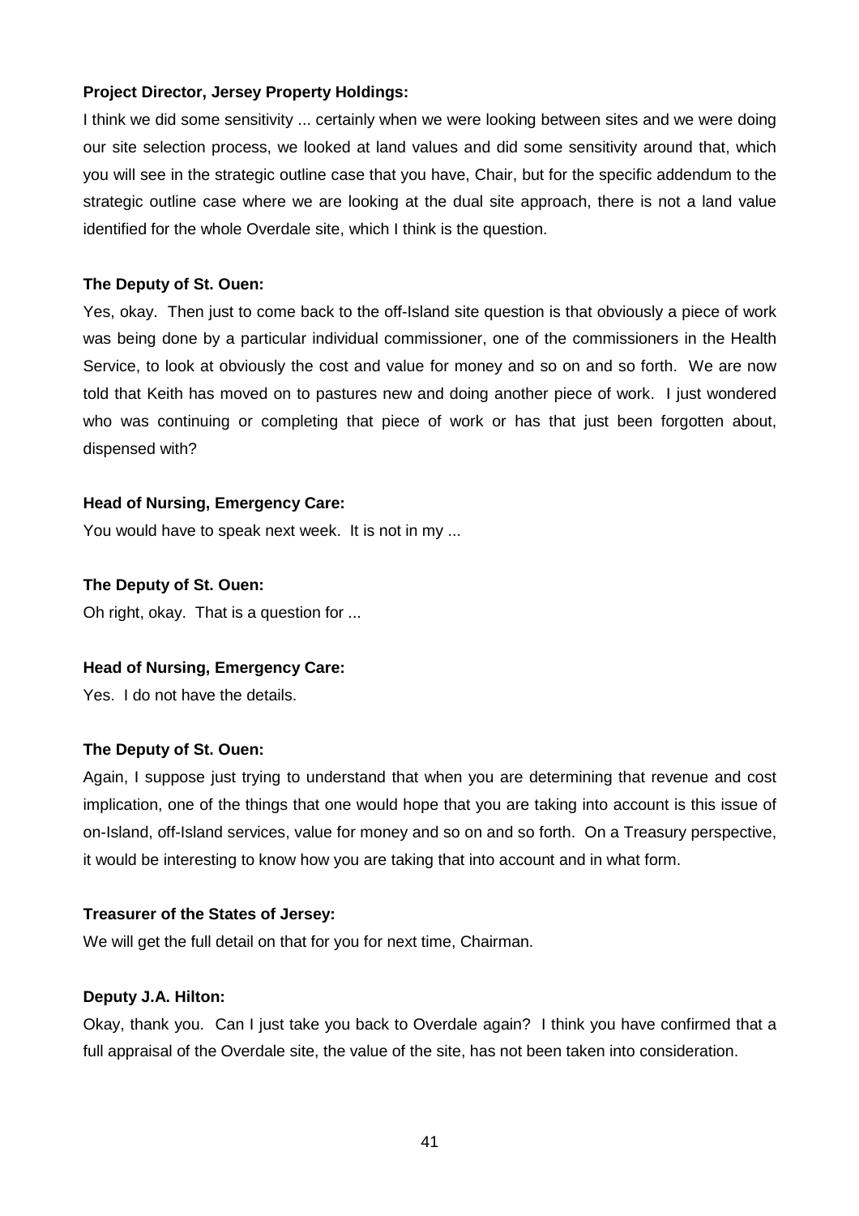**Project Director, Jersey Property Holdings:**

I think we did some sensitivity ... certainly when we were looking between sites and we were doing our site selection process, we looked at land values and did some sensitivity around that, which you will see in the strategic outline case that you have, Chair, but for the specific addendum to the strategic outline case where we are looking at the dual site approach, there is not a land value identified for the whole Overdale site, which I think is the question.

**The Deputy of St. Ouen:**

Yes, okay. Then just to come back to the off-Island site question is that obviously a piece of work was being done by a particular individual commissioner, one of the commissioners in the Health Service, to look at obviously the cost and value for money and so on and so forth. We are now told that Keith has moved on to pastures new and doing another piece of work. I just wondered who was continuing or completing that piece of work or has that just been forgotten about, dispensed with?

**Head of Nursing, Emergency Care:**

You would have to speak next week. It is not in my ...

**The Deputy of St. Ouen:**

Oh right, okay. That is a question for ...

**Head of Nursing, Emergency Care:**

Yes. I do not have the details.

**The Deputy of St. Ouen:**

Again, I suppose just trying to understand that when you are determining that revenue and cost implication, one of the things that one would hope that you are taking into account is this issue of on-Island, off-Island services, value for money and so on and so forth. On a Treasury perspective, it would be interesting to know how you are taking that into account and in what form.

**Treasurer of the States of Jersey:**

We will get the full detail on that for you for next time, Chairman.

**Deputy J.A. Hilton:**

Okay, thank you. Can I just take you back to Overdale again? I think you have confirmed that a full appraisal of the Overdale site, the value of the site, has not been taken into consideration.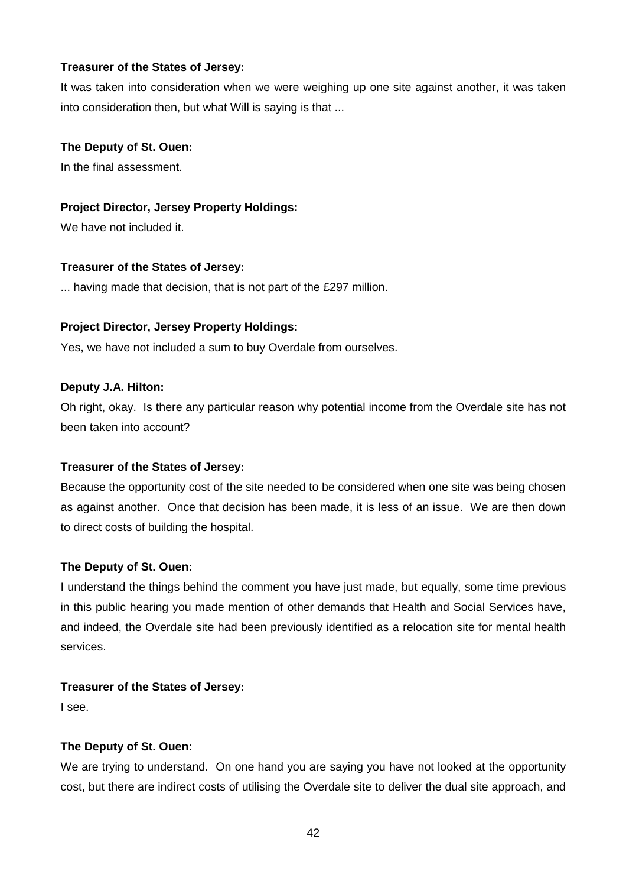**Treasurer of the States of Jersey:**

It was taken into consideration when we were weighing up one site against another, it was taken into consideration then, but what Will is saying is that ...

**The Deputy of St. Ouen:**

In the final assessment.

**Project Director, Jersey Property Holdings:**

We have not included it.

**Treasurer of the States of Jersey:**

... having made that decision, that is not part of the £297 million.

**Project Director, Jersey Property Holdings:**

Yes, we have not included a sum to buy Overdale from ourselves.

**Deputy J.A. Hilton:**

Oh right, okay. Is there any particular reason why potential income from the Overdale site has not been taken into account?

**Treasurer of the States of Jersey:**

Because the opportunity cost of the site needed to be considered when one site was being chosen as against another. Once that decision has been made, it is less of an issue. We are then down to direct costs of building the hospital.

**The Deputy of St. Ouen:**

I understand the things behind the comment you have just made, but equally, some time previous in this public hearing you made mention of other demands that Health and Social Services have, and indeed, the Overdale site had been previously identified as a relocation site for mental health services.

**Treasurer of the States of Jersey:**

I see.

**The Deputy of St. Ouen:**

We are trying to understand. On one hand you are saying you have not looked at the opportunity cost, but there are indirect costs of utilising the Overdale site to deliver the dual site approach, and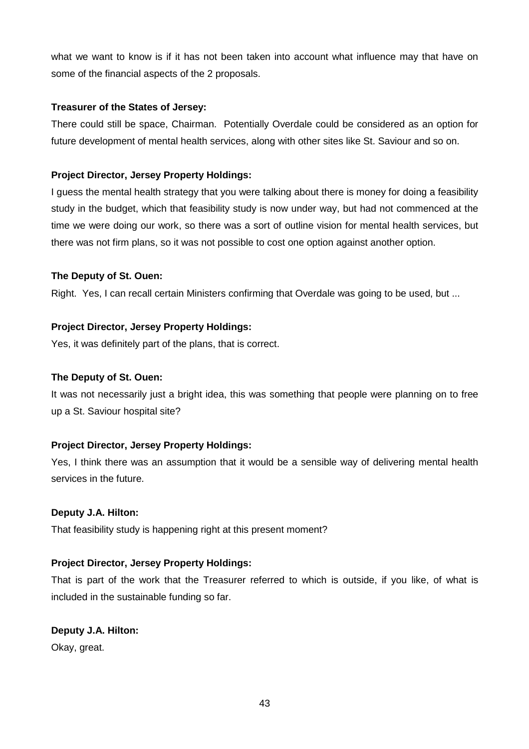what we want to know is if it has not been taken into account what influence may that have on some of the financial aspects of the 2 proposals.

**Treasurer of the States of Jersey:**

There could still be space, Chairman. Potentially Overdale could be considered as an option for future development of mental health services, along with other sites like St. Saviour and so on.

**Project Director, Jersey Property Holdings:**

I guess the mental health strategy that you were talking about there is money for doing a feasibility study in the budget, which that feasibility study is now under way, but had not commenced at the time we were doing our work, so there was a sort of outline vision for mental health services, but there was not firm plans, so it was not possible to cost one option against another option.

**The Deputy of St. Ouen:**

Right. Yes, I can recall certain Ministers confirming that Overdale was going to be used, but ...

**Project Director, Jersey Property Holdings:**

Yes, it was definitely part of the plans, that is correct.

**The Deputy of St. Ouen:**

It was not necessarily just a bright idea, this was something that people were planning on to free up a St. Saviour hospital site?

**Project Director, Jersey Property Holdings:**

Yes, I think there was an assumption that it would be a sensible way of delivering mental health services in the future.

**Deputy J.A. Hilton:**

That feasibility study is happening right at this present moment?

**Project Director, Jersey Property Holdings:**

That is part of the work that the Treasurer referred to which is outside, if you like, of what is included in the sustainable funding so far.

**Deputy J.A. Hilton:**

Okay, great.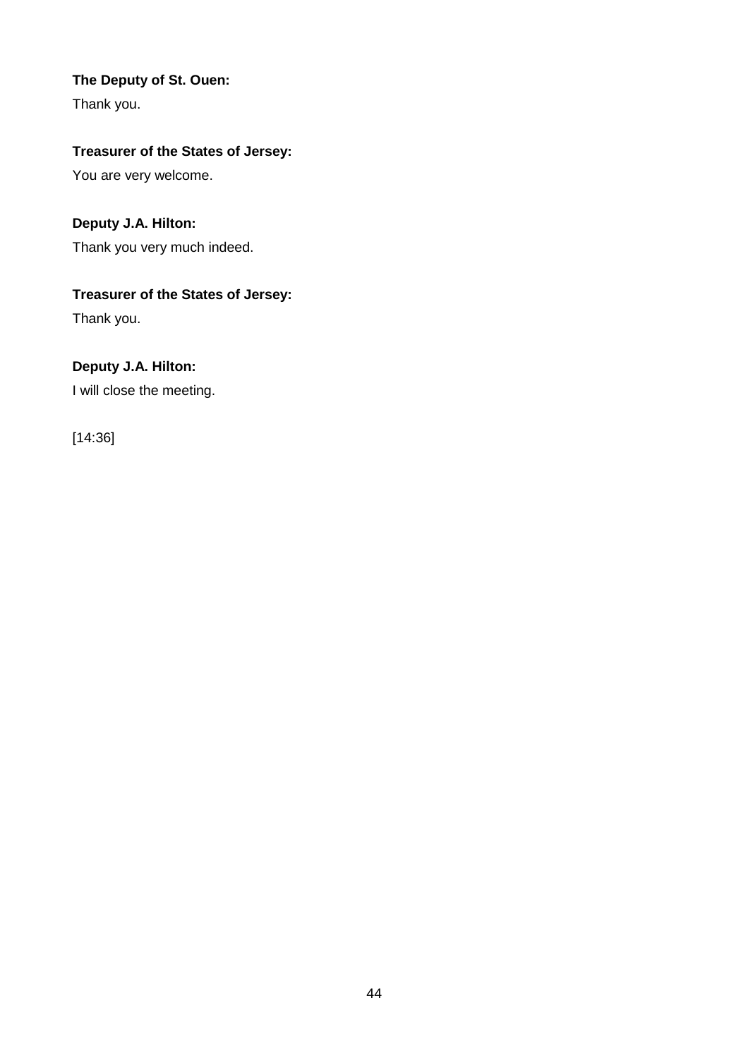**The Deputy of St. Ouen:**

Thank you.

**Treasurer of the States of Jersey:**

You are very welcome.

**Deputy J.A. Hilton:**

Thank you very much indeed.

**Treasurer of the States of Jersey:**

Thank you.

**Deputy J.A. Hilton:**

I will close the meeting.

[14:36]